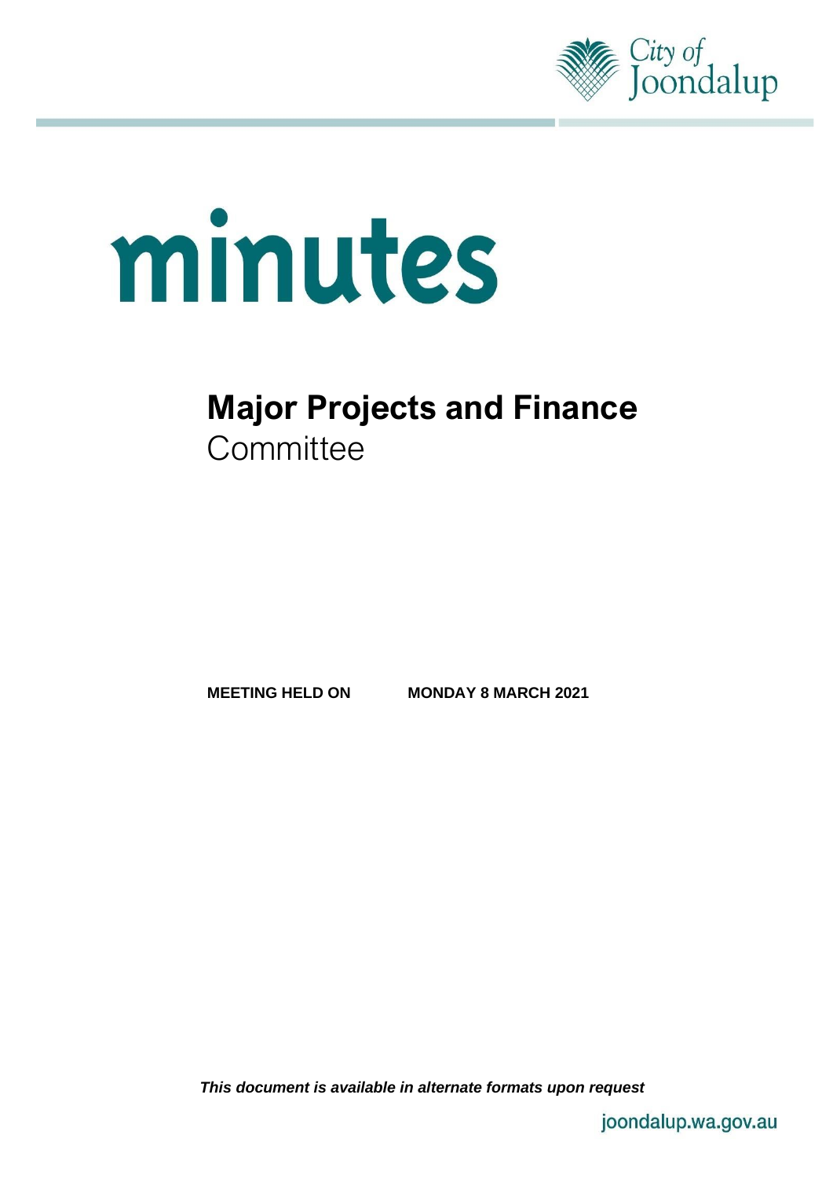City of Joondalup

# minutes

# Major Projects and Finance
## Committee

**MEETING HELD ON** **MONDAY 8 MARCH 2021**

***This document is available in alternate formats upon request***

joondalup.wa.gov.au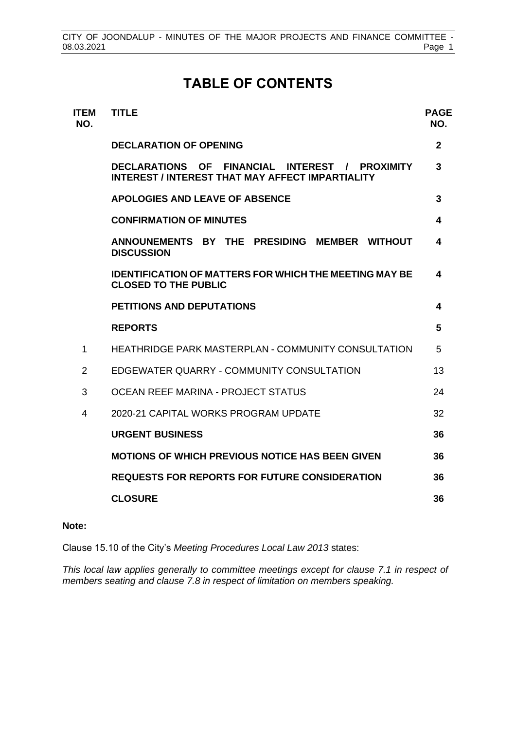# TABLE OF CONTENTS

| ITEM NO. | TITLE | PAGE NO. |
|---|---|---|
| | **DECLARATION OF OPENING** | **2** |
| | **DECLARATIONS OF FINANCIAL INTEREST / PROXIMITY INTEREST / INTEREST THAT MAY AFFECT IMPARTIALITY** | **3** |
| | **APOLOGIES AND LEAVE OF ABSENCE** | **3** |
| | **CONFIRMATION OF MINUTES** | **4** |
| | **ANNOUNEMENTS BY THE PRESIDING MEMBER WITHOUT DISCUSSION** | **4** |
| | **IDENTIFICATION OF MATTERS FOR WHICH THE MEETING MAY BE CLOSED TO THE PUBLIC** | **4** |
| | **PETITIONS AND DEPUTATIONS** | **4** |
| | **REPORTS** | **5** |
| 1 | HEATHRIDGE PARK MASTERPLAN - COMMUNITY CONSULTATION | 5 |
| 2 | EDGEWATER QUARRY - COMMUNITY CONSULTATION | 13 |
| 3 | OCEAN REEF MARINA - PROJECT STATUS | 24 |
| 4 | 2020-21 CAPITAL WORKS PROGRAM UPDATE | 32 |
| | **URGENT BUSINESS** | **36** |
| | **MOTIONS OF WHICH PREVIOUS NOTICE HAS BEEN GIVEN** | **36** |
| | **REQUESTS FOR REPORTS FOR FUTURE CONSIDERATION** | **36** |
| | **CLOSURE** | **36** |

**Note:**

Clause 15.10 of the City's *Meeting Procedures Local Law 2013* states:

*This local law applies generally to committee meetings except for clause 7.1 in respect of members seating and clause 7.8 in respect of limitation on members speaking.*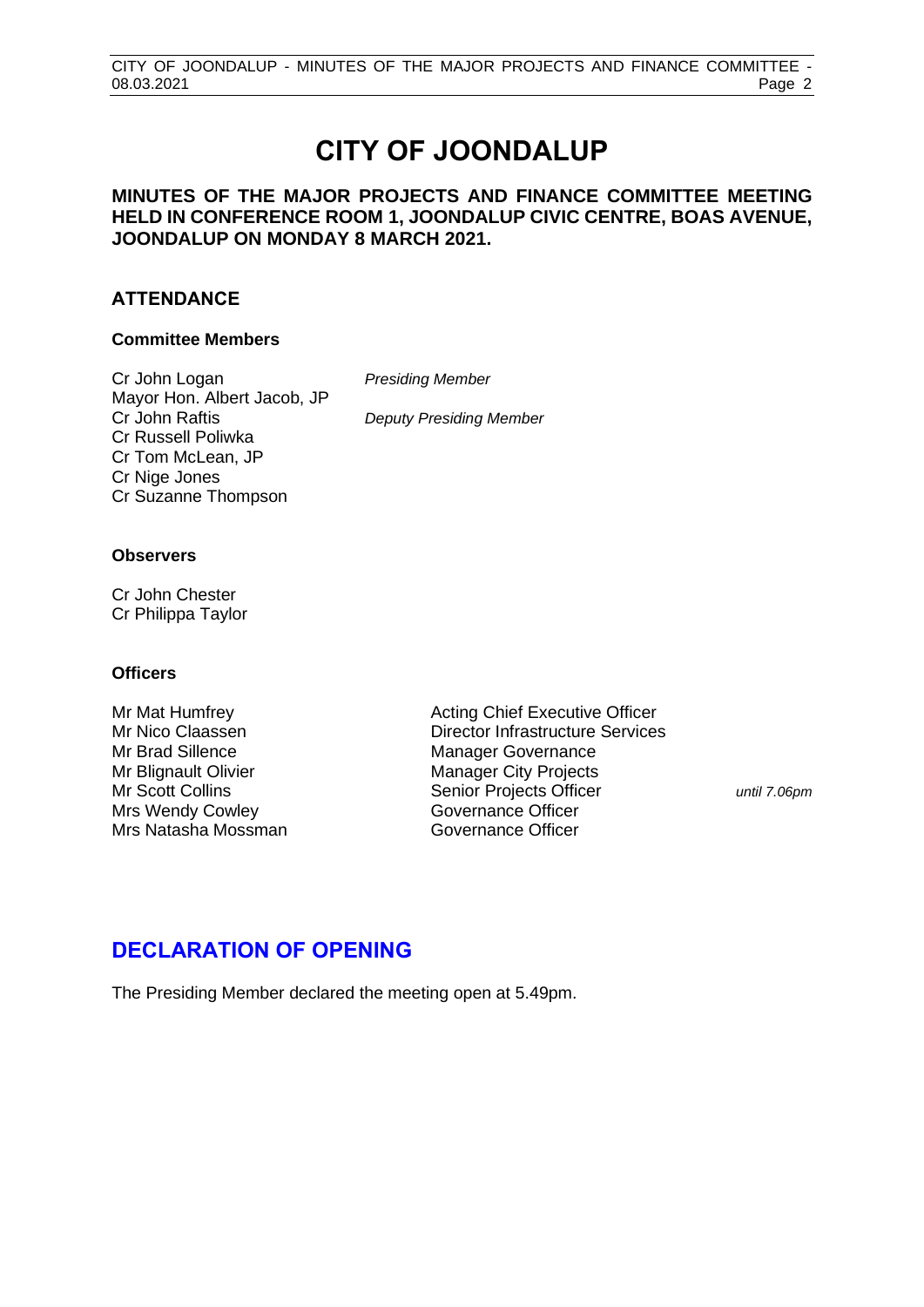# CITY OF JOONDALUP

**MINUTES OF THE MAJOR PROJECTS AND FINANCE COMMITTEE MEETING HELD IN CONFERENCE ROOM 1, JOONDALUP CIVIC CENTRE, BOAS AVENUE, JOONDALUP ON MONDAY 8 MARCH 2021.**

## ATTENDANCE

### Committee Members

| | |
|---|---|
| Cr John Logan | *Presiding Member* |
| Mayor Hon. Albert Jacob, JP | |
| Cr John Raftis | *Deputy Presiding Member* |
| Cr Russell Poliwka | |
| Cr Tom McLean, JP | |
| Cr Nige Jones | |
| Cr Suzanne Thompson | |

### Observers

Cr John Chester
Cr Philippa Taylor

### Officers

| | | |
|---|---|---|
| Mr Mat Humfrey | Acting Chief Executive Officer | |
| Mr Nico Claassen | Director Infrastructure Services | |
| Mr Brad Sillence | Manager Governance | |
| Mr Blignault Olivier | Manager City Projects | |
| Mr Scott Collins | Senior Projects Officer | *until 7.06pm* |
| Mrs Wendy Cowley | Governance Officer | |
| Mrs Natasha Mossman | Governance Officer | |

## DECLARATION OF OPENING

The Presiding Member declared the meeting open at 5.49pm.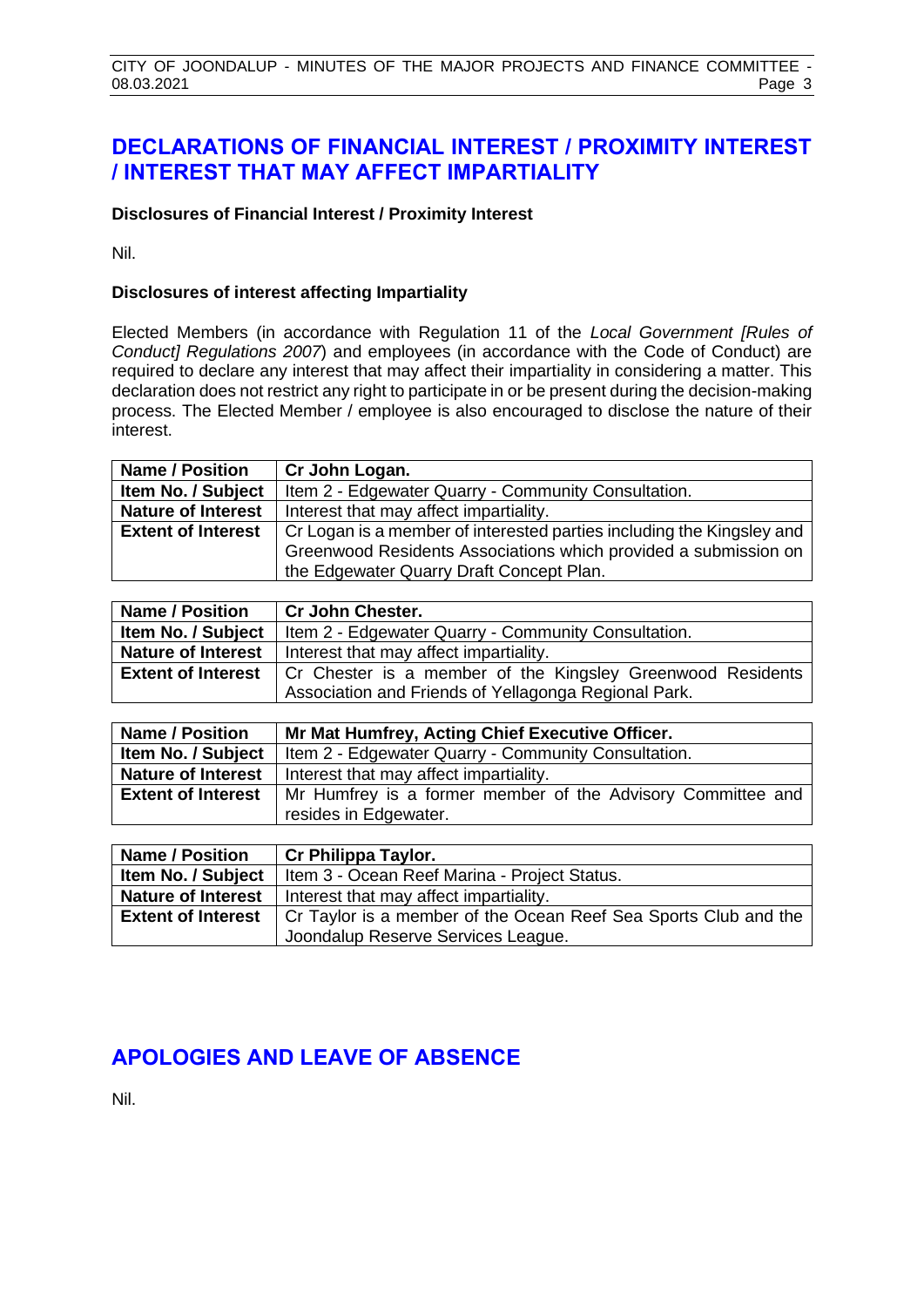## DECLARATIONS OF FINANCIAL INTEREST / PROXIMITY INTEREST / INTEREST THAT MAY AFFECT IMPARTIALITY

**Disclosures of Financial Interest / Proximity Interest**

Nil.

**Disclosures of interest affecting Impartiality**

Elected Members (in accordance with Regulation 11 of the *Local Government [Rules of Conduct] Regulations 2007*) and employees (in accordance with the Code of Conduct) are required to declare any interest that may affect their impartiality in considering a matter. This declaration does not restrict any right to participate in or be present during the decision-making process. The Elected Member / employee is also encouraged to disclose the nature of their interest.

| **Name / Position** | **Cr John Logan.** |
|---|---|
| **Item No. / Subject** | Item 2 - Edgewater Quarry - Community Consultation. |
| **Nature of Interest** | Interest that may affect impartiality. |
| **Extent of Interest** | Cr Logan is a member of interested parties including the Kingsley and Greenwood Residents Associations which provided a submission on the Edgewater Quarry Draft Concept Plan. |

| **Name / Position** | **Cr John Chester.** |
|---|---|
| **Item No. / Subject** | Item 2 - Edgewater Quarry - Community Consultation. |
| **Nature of Interest** | Interest that may affect impartiality. |
| **Extent of Interest** | Cr Chester is a member of the Kingsley Greenwood Residents Association and Friends of Yellagonga Regional Park. |

| **Name / Position** | **Mr Mat Humfrey, Acting Chief Executive Officer.** |
|---|---|
| **Item No. / Subject** | Item 2 - Edgewater Quarry - Community Consultation. |
| **Nature of Interest** | Interest that may affect impartiality. |
| **Extent of Interest** | Mr Humfrey is a former member of the Advisory Committee and resides in Edgewater. |

| **Name / Position** | **Cr Philippa Taylor.** |
|---|---|
| **Item No. / Subject** | Item 3 - Ocean Reef Marina - Project Status. |
| **Nature of Interest** | Interest that may affect impartiality. |
| **Extent of Interest** | Cr Taylor is a member of the Ocean Reef Sea Sports Club and the Joondalup Reserve Services League. |

## APOLOGIES AND LEAVE OF ABSENCE

Nil.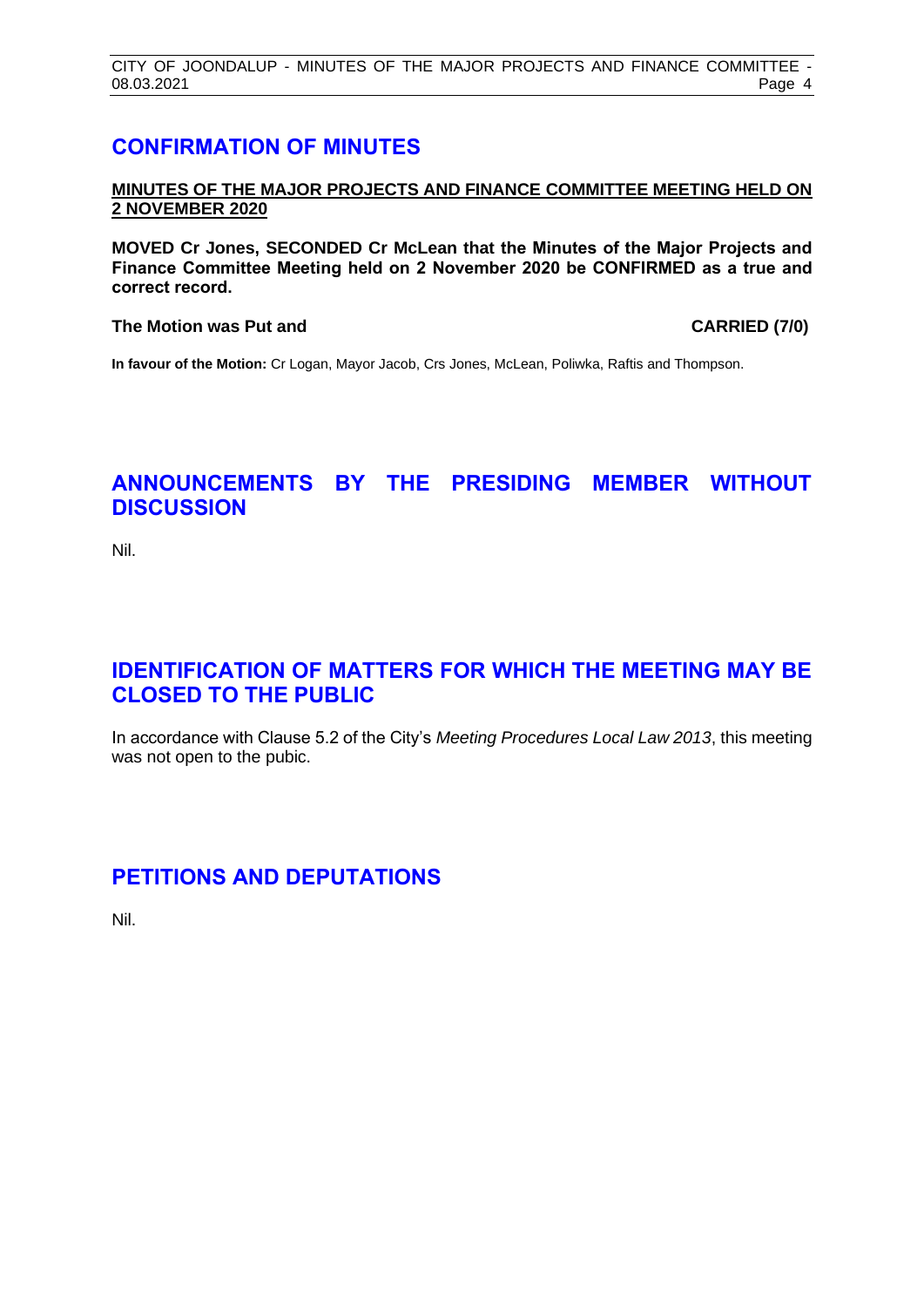## CONFIRMATION OF MINUTES

**MINUTES OF THE MAJOR PROJECTS AND FINANCE COMMITTEE MEETING HELD ON 2 NOVEMBER 2020**

**MOVED Cr Jones, SECONDED Cr McLean that the Minutes of the Major Projects and Finance Committee Meeting held on 2 November 2020 be CONFIRMED as a true and correct record.**

**The Motion was Put and CARRIED (7/0)**

**In favour of the Motion:** Cr Logan, Mayor Jacob, Crs Jones, McLean, Poliwka, Raftis and Thompson.

## ANNOUNCEMENTS BY THE PRESIDING MEMBER WITHOUT DISCUSSION

Nil.

## IDENTIFICATION OF MATTERS FOR WHICH THE MEETING MAY BE CLOSED TO THE PUBLIC

In accordance with Clause 5.2 of the City's *Meeting Procedures Local Law 2013*, this meeting was not open to the pubic.

## PETITIONS AND DEPUTATIONS

Nil.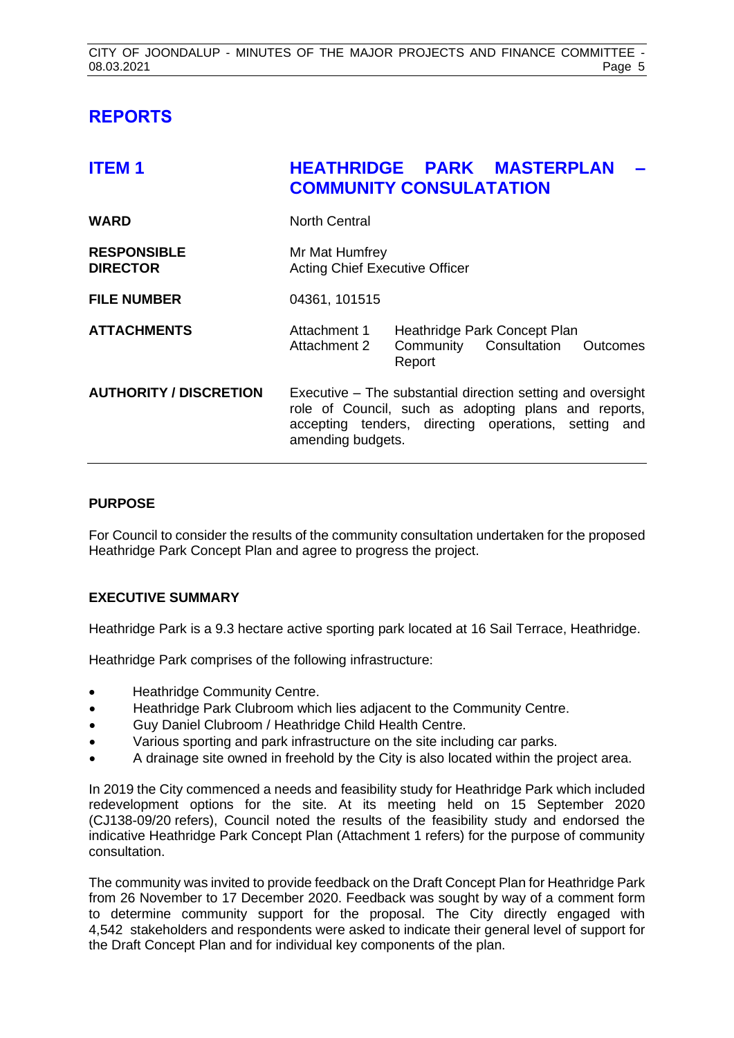# REPORTS

## ITEM 1 HEATHRIDGE PARK MASTERPLAN – COMMUNITY CONSULATATION

| | |
|---|---|
| **WARD** | North Central |
| **RESPONSIBLE DIRECTOR** | Mr Mat Humfrey<br>Acting Chief Executive Officer |
| **FILE NUMBER** | 04361, 101515 |
| **ATTACHMENTS** | Attachment 1 Heathridge Park Concept Plan<br>Attachment 2 Community Consultation Outcomes Report |
| **AUTHORITY / DISCRETION** | Executive – The substantial direction setting and oversight role of Council, such as adopting plans and reports, accepting tenders, directing operations, setting and amending budgets. |

### PURPOSE

For Council to consider the results of the community consultation undertaken for the proposed Heathridge Park Concept Plan and agree to progress the project.

### EXECUTIVE SUMMARY

Heathridge Park is a 9.3 hectare active sporting park located at 16 Sail Terrace, Heathridge.

Heathridge Park comprises of the following infrastructure:

- Heathridge Community Centre.
- Heathridge Park Clubroom which lies adjacent to the Community Centre.
- Guy Daniel Clubroom / Heathridge Child Health Centre.
- Various sporting and park infrastructure on the site including car parks.
- A drainage site owned in freehold by the City is also located within the project area.

In 2019 the City commenced a needs and feasibility study for Heathridge Park which included redevelopment options for the site. At its meeting held on 15 September 2020 (CJ138-09/20 refers), Council noted the results of the feasibility study and endorsed the indicative Heathridge Park Concept Plan (Attachment 1 refers) for the purpose of community consultation.

The community was invited to provide feedback on the Draft Concept Plan for Heathridge Park from 26 November to 17 December 2020. Feedback was sought by way of a comment form to determine community support for the proposal. The City directly engaged with 4,542 stakeholders and respondents were asked to indicate their general level of support for the Draft Concept Plan and for individual key components of the plan.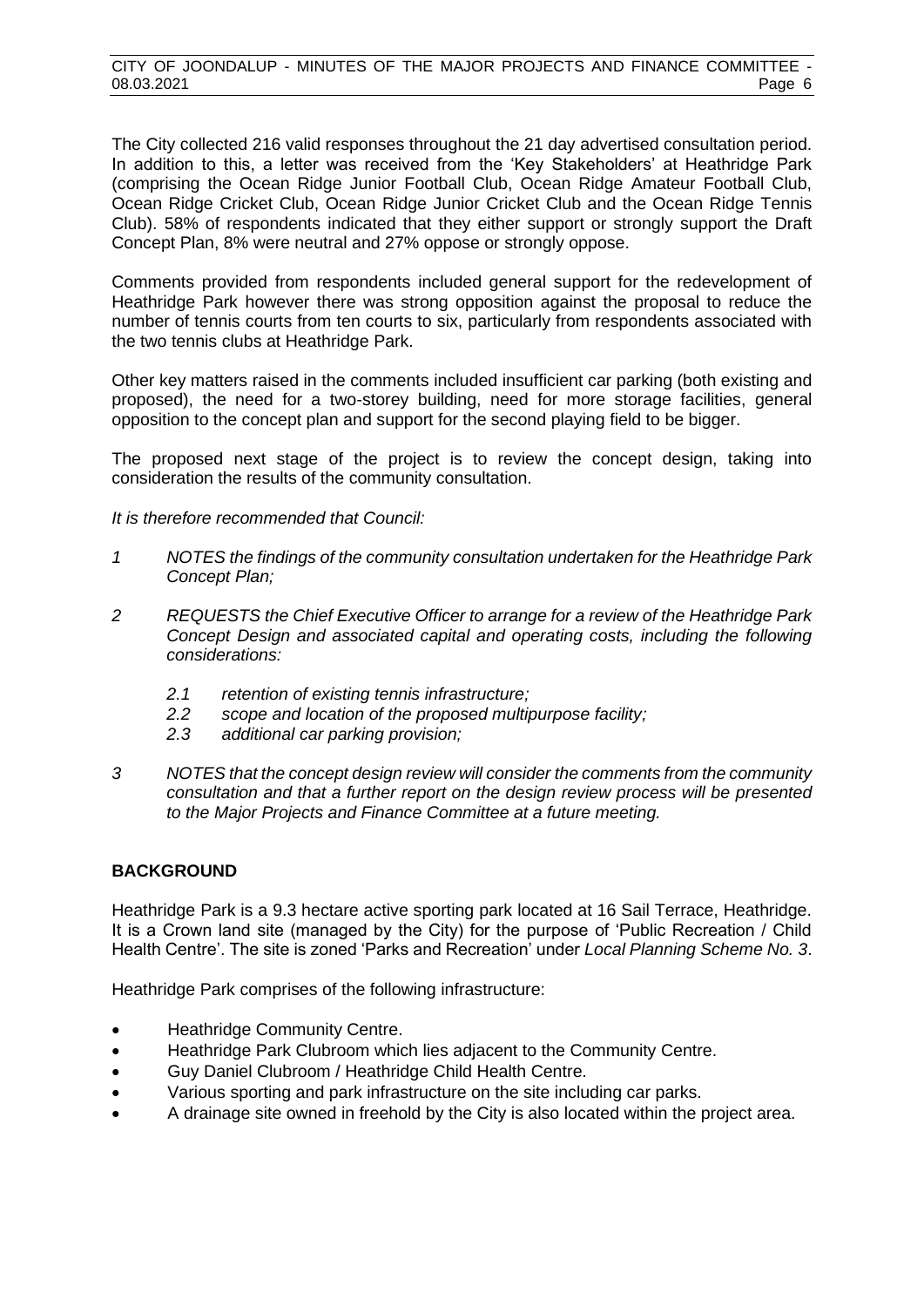The City collected 216 valid responses throughout the 21 day advertised consultation period. In addition to this, a letter was received from the 'Key Stakeholders' at Heathridge Park (comprising the Ocean Ridge Junior Football Club, Ocean Ridge Amateur Football Club, Ocean Ridge Cricket Club, Ocean Ridge Junior Cricket Club and the Ocean Ridge Tennis Club). 58% of respondents indicated that they either support or strongly support the Draft Concept Plan, 8% were neutral and 27% oppose or strongly oppose.

Comments provided from respondents included general support for the redevelopment of Heathridge Park however there was strong opposition against the proposal to reduce the number of tennis courts from ten courts to six, particularly from respondents associated with the two tennis clubs at Heathridge Park.

Other key matters raised in the comments included insufficient car parking (both existing and proposed), the need for a two-storey building, need for more storage facilities, general opposition to the concept plan and support for the second playing field to be bigger.

The proposed next stage of the project is to review the concept design, taking into consideration the results of the community consultation.

*It is therefore recommended that Council:*

*1 NOTES the findings of the community consultation undertaken for the Heathridge Park Concept Plan;*

*2 REQUESTS the Chief Executive Officer to arrange for a review of the Heathridge Park Concept Design and associated capital and operating costs, including the following considerations:*

*2.1 retention of existing tennis infrastructure;*

*2.2 scope and location of the proposed multipurpose facility;*

*2.3 additional car parking provision;*

*3 NOTES that the concept design review will consider the comments from the community consultation and that a further report on the design review process will be presented to the Major Projects and Finance Committee at a future meeting.*

## BACKGROUND

Heathridge Park is a 9.3 hectare active sporting park located at 16 Sail Terrace, Heathridge. It is a Crown land site (managed by the City) for the purpose of 'Public Recreation / Child Health Centre'. The site is zoned 'Parks and Recreation' under *Local Planning Scheme No. 3*.

Heathridge Park comprises of the following infrastructure:

- Heathridge Community Centre.
- Heathridge Park Clubroom which lies adjacent to the Community Centre.
- Guy Daniel Clubroom / Heathridge Child Health Centre.
- Various sporting and park infrastructure on the site including car parks.
- A drainage site owned in freehold by the City is also located within the project area.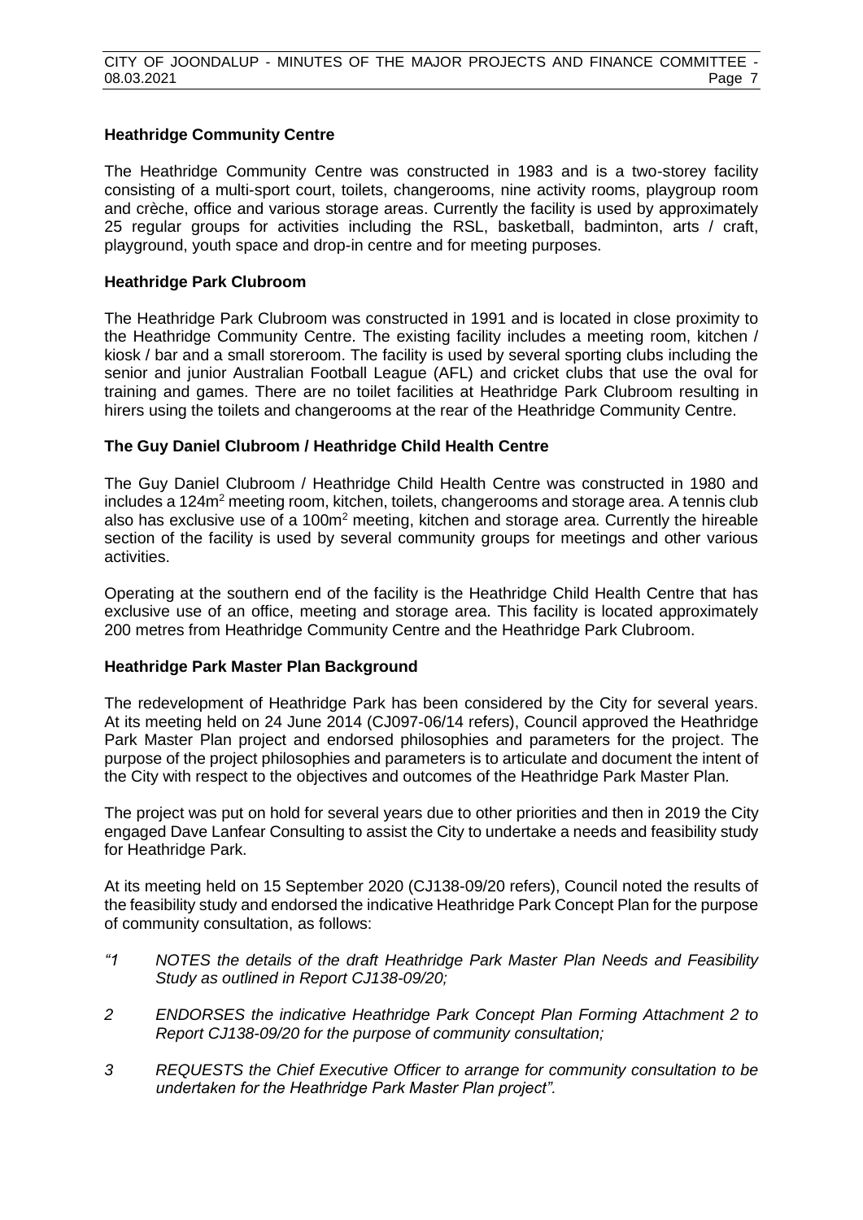**Heathridge Community Centre**

The Heathridge Community Centre was constructed in 1983 and is a two-storey facility consisting of a multi-sport court, toilets, changerooms, nine activity rooms, playgroup room and crèche, office and various storage areas. Currently the facility is used by approximately 25 regular groups for activities including the RSL, basketball, badminton, arts / craft, playground, youth space and drop-in centre and for meeting purposes.

**Heathridge Park Clubroom**

The Heathridge Park Clubroom was constructed in 1991 and is located in close proximity to the Heathridge Community Centre. The existing facility includes a meeting room, kitchen / kiosk / bar and a small storeroom. The facility is used by several sporting clubs including the senior and junior Australian Football League (AFL) and cricket clubs that use the oval for training and games. There are no toilet facilities at Heathridge Park Clubroom resulting in hirers using the toilets and changerooms at the rear of the Heathridge Community Centre.

**The Guy Daniel Clubroom / Heathridge Child Health Centre**

The Guy Daniel Clubroom / Heathridge Child Health Centre was constructed in 1980 and includes a 124m² meeting room, kitchen, toilets, changerooms and storage area. A tennis club also has exclusive use of a 100m² meeting, kitchen and storage area. Currently the hireable section of the facility is used by several community groups for meetings and other various activities.

Operating at the southern end of the facility is the Heathridge Child Health Centre that has exclusive use of an office, meeting and storage area. This facility is located approximately 200 metres from Heathridge Community Centre and the Heathridge Park Clubroom.

**Heathridge Park Master Plan Background**

The redevelopment of Heathridge Park has been considered by the City for several years. At its meeting held on 24 June 2014 (CJ097-06/14 refers), Council approved the Heathridge Park Master Plan project and endorsed philosophies and parameters for the project. The purpose of the project philosophies and parameters is to articulate and document the intent of the City with respect to the objectives and outcomes of the Heathridge Park Master Plan.

The project was put on hold for several years due to other priorities and then in 2019 the City engaged Dave Lanfear Consulting to assist the City to undertake a needs and feasibility study for Heathridge Park.

At its meeting held on 15 September 2020 (CJ138-09/20 refers), Council noted the results of the feasibility study and endorsed the indicative Heathridge Park Concept Plan for the purpose of community consultation, as follows:

*"1 NOTES the details of the draft Heathridge Park Master Plan Needs and Feasibility Study as outlined in Report CJ138-09/20;*

*2 ENDORSES the indicative Heathridge Park Concept Plan Forming Attachment 2 to Report CJ138-09/20 for the purpose of community consultation;*

*3 REQUESTS the Chief Executive Officer to arrange for community consultation to be undertaken for the Heathridge Park Master Plan project".*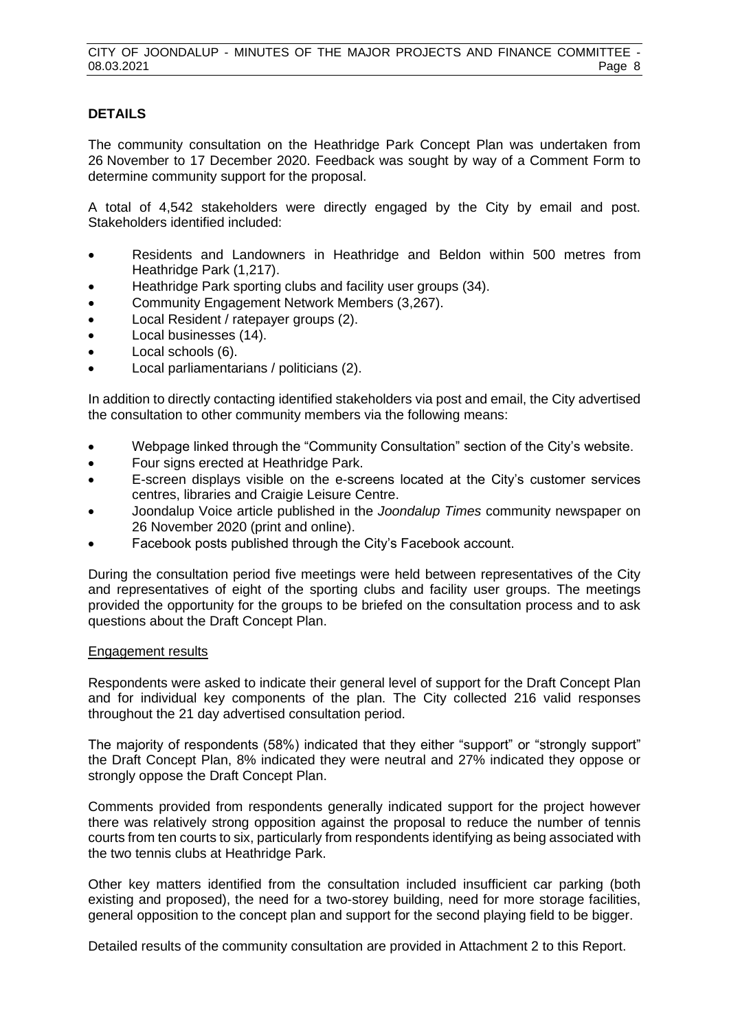## DETAILS

The community consultation on the Heathridge Park Concept Plan was undertaken from 26 November to 17 December 2020. Feedback was sought by way of a Comment Form to determine community support for the proposal.

A total of 4,542 stakeholders were directly engaged by the City by email and post. Stakeholders identified included:

- Residents and Landowners in Heathridge and Beldon within 500 metres from Heathridge Park (1,217).
- Heathridge Park sporting clubs and facility user groups (34).
- Community Engagement Network Members (3,267).
- Local Resident / ratepayer groups (2).
- Local businesses (14).
- Local schools (6).
- Local parliamentarians / politicians (2).

In addition to directly contacting identified stakeholders via post and email, the City advertised the consultation to other community members via the following means:

- Webpage linked through the "Community Consultation" section of the City's website.
- Four signs erected at Heathridge Park.
- E-screen displays visible on the e-screens located at the City's customer services centres, libraries and Craigie Leisure Centre.
- Joondalup Voice article published in the *Joondalup Times* community newspaper on 26 November 2020 (print and online).
- Facebook posts published through the City's Facebook account.

During the consultation period five meetings were held between representatives of the City and representatives of eight of the sporting clubs and facility user groups. The meetings provided the opportunity for the groups to be briefed on the consultation process and to ask questions about the Draft Concept Plan.

<u>Engagement results</u>

Respondents were asked to indicate their general level of support for the Draft Concept Plan and for individual key components of the plan. The City collected 216 valid responses throughout the 21 day advertised consultation period.

The majority of respondents (58%) indicated that they either "support" or "strongly support" the Draft Concept Plan, 8% indicated they were neutral and 27% indicated they oppose or strongly oppose the Draft Concept Plan.

Comments provided from respondents generally indicated support for the project however there was relatively strong opposition against the proposal to reduce the number of tennis courts from ten courts to six, particularly from respondents identifying as being associated with the two tennis clubs at Heathridge Park.

Other key matters identified from the consultation included insufficient car parking (both existing and proposed), the need for a two-storey building, need for more storage facilities, general opposition to the concept plan and support for the second playing field to be bigger.

Detailed results of the community consultation are provided in Attachment 2 to this Report.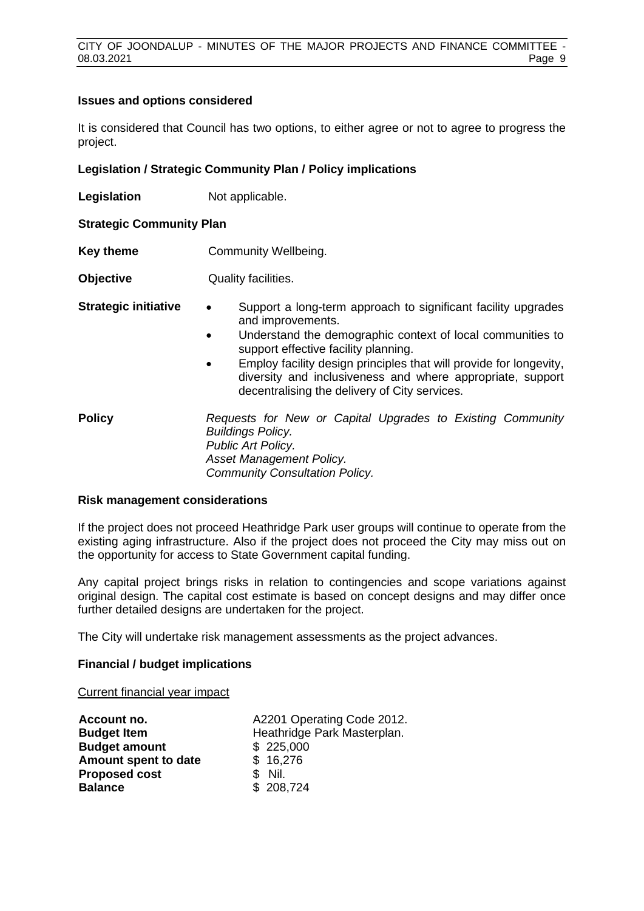**Issues and options considered**

It is considered that Council has two options, to either agree or not to agree to progress the project.

**Legislation / Strategic Community Plan / Policy implications**

**Legislation** Not applicable.

**Strategic Community Plan**

**Key theme** Community Wellbeing.

**Objective** Quality facilities.

**Strategic initiative**

- Support a long-term approach to significant facility upgrades and improvements.
- Understand the demographic context of local communities to support effective facility planning.
- Employ facility design principles that will provide for longevity, diversity and inclusiveness and where appropriate, support decentralising the delivery of City services.

**Policy** *Requests for New or Capital Upgrades to Existing Community Buildings Policy.*
*Public Art Policy.*
*Asset Management Policy.*
*Community Consultation Policy.*

**Risk management considerations**

If the project does not proceed Heathridge Park user groups will continue to operate from the existing aging infrastructure. Also if the project does not proceed the City may miss out on the opportunity for access to State Government capital funding.

Any capital project brings risks in relation to contingencies and scope variations against original design. The capital cost estimate is based on concept designs and may differ once further detailed designs are undertaken for the project.

The City will undertake risk management assessments as the project advances.

**Financial / budget implications**

Current financial year impact

| | |
|---|---|
| **Account no.** | A2201 Operating Code 2012. |
| **Budget Item** | Heathridge Park Masterplan. |
| **Budget amount** | $ 225,000 |
| **Amount spent to date** | $ 16,276 |
| **Proposed cost** | $ Nil. |
| **Balance** | $ 208,724 |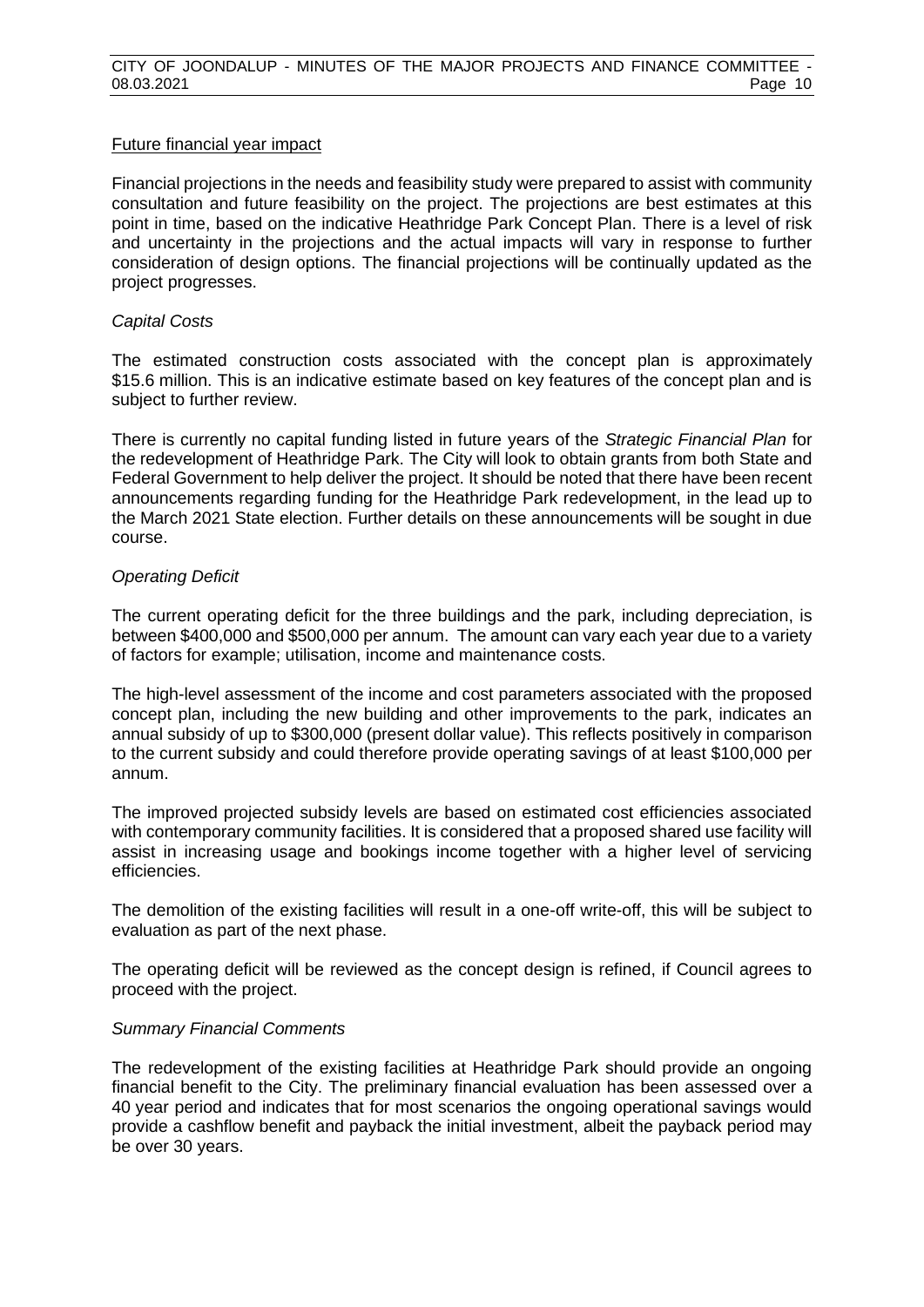<u>Future financial year impact</u>

Financial projections in the needs and feasibility study were prepared to assist with community consultation and future feasibility on the project. The projections are best estimates at this point in time, based on the indicative Heathridge Park Concept Plan. There is a level of risk and uncertainty in the projections and the actual impacts will vary in response to further consideration of design options. The financial projections will be continually updated as the project progresses.

*Capital Costs*

The estimated construction costs associated with the concept plan is approximately $15.6 million. This is an indicative estimate based on key features of the concept plan and is subject to further review.

There is currently no capital funding listed in future years of the *Strategic Financial Plan* for the redevelopment of Heathridge Park. The City will look to obtain grants from both State and Federal Government to help deliver the project. It should be noted that there have been recent announcements regarding funding for the Heathridge Park redevelopment, in the lead up to the March 2021 State election. Further details on these announcements will be sought in due course.

*Operating Deficit*

The current operating deficit for the three buildings and the park, including depreciation, is between $400,000 and $500,000 per annum. The amount can vary each year due to a variety of factors for example; utilisation, income and maintenance costs.

The high-level assessment of the income and cost parameters associated with the proposed concept plan, including the new building and other improvements to the park, indicates an annual subsidy of up to $300,000 (present dollar value). This reflects positively in comparison to the current subsidy and could therefore provide operating savings of at least $100,000 per annum.

The improved projected subsidy levels are based on estimated cost efficiencies associated with contemporary community facilities. It is considered that a proposed shared use facility will assist in increasing usage and bookings income together with a higher level of servicing efficiencies.

The demolition of the existing facilities will result in a one-off write-off, this will be subject to evaluation as part of the next phase.

The operating deficit will be reviewed as the concept design is refined, if Council agrees to proceed with the project.

*Summary Financial Comments*

The redevelopment of the existing facilities at Heathridge Park should provide an ongoing financial benefit to the City. The preliminary financial evaluation has been assessed over a 40 year period and indicates that for most scenarios the ongoing operational savings would provide a cashflow benefit and payback the initial investment, albeit the payback period may be over 30 years.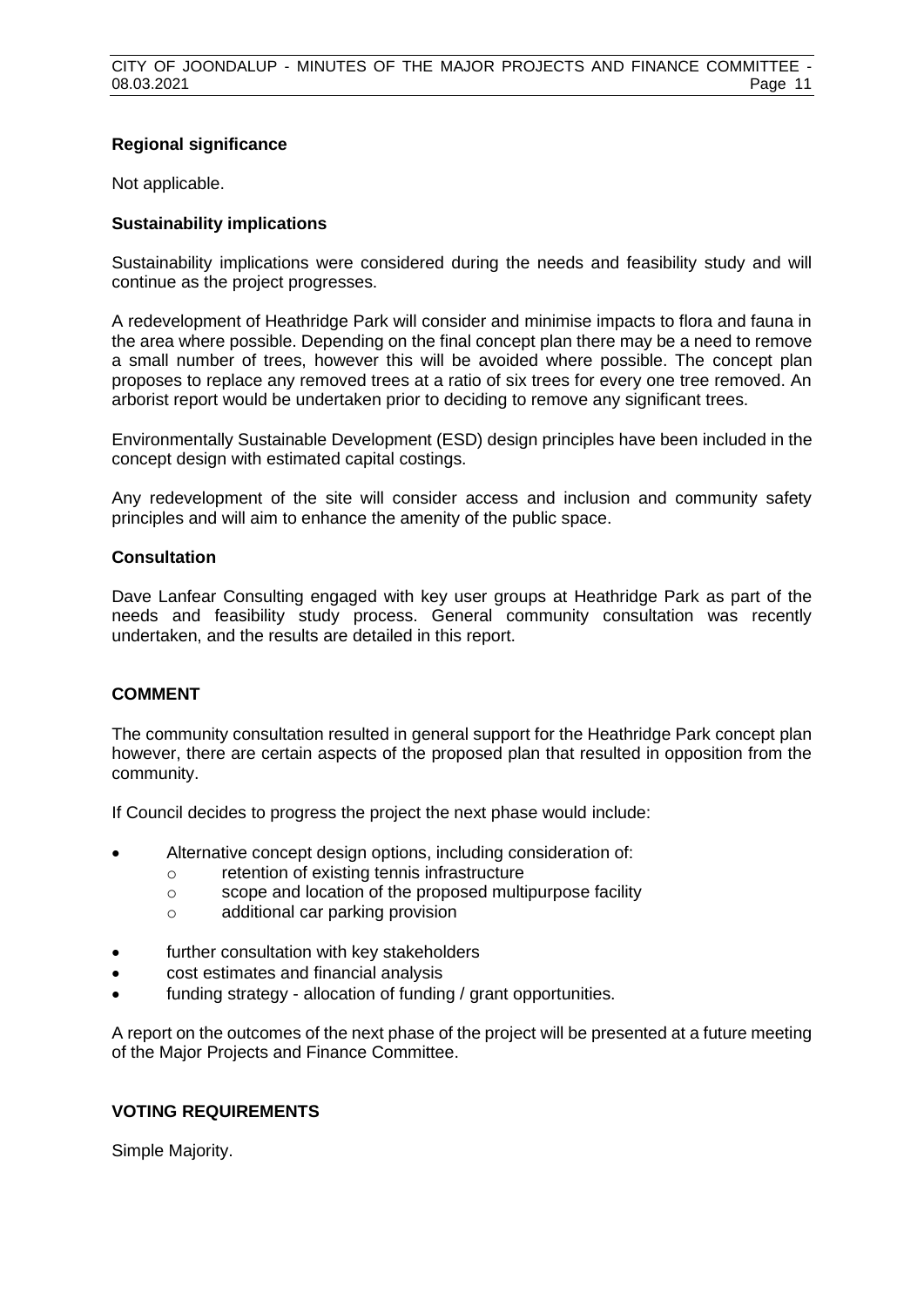### Regional significance

Not applicable.

### Sustainability implications

Sustainability implications were considered during the needs and feasibility study and will continue as the project progresses.

A redevelopment of Heathridge Park will consider and minimise impacts to flora and fauna in the area where possible. Depending on the final concept plan there may be a need to remove a small number of trees, however this will be avoided where possible. The concept plan proposes to replace any removed trees at a ratio of six trees for every one tree removed. An arborist report would be undertaken prior to deciding to remove any significant trees.

Environmentally Sustainable Development (ESD) design principles have been included in the concept design with estimated capital costings.

Any redevelopment of the site will consider access and inclusion and community safety principles and will aim to enhance the amenity of the public space.

### Consultation

Dave Lanfear Consulting engaged with key user groups at Heathridge Park as part of the needs and feasibility study process. General community consultation was recently undertaken, and the results are detailed in this report.

## COMMENT

The community consultation resulted in general support for the Heathridge Park concept plan however, there are certain aspects of the proposed plan that resulted in opposition from the community.

If Council decides to progress the project the next phase would include:

- Alternative concept design options, including consideration of:
    - retention of existing tennis infrastructure
    - scope and location of the proposed multipurpose facility
    - additional car parking provision
- further consultation with key stakeholders
- cost estimates and financial analysis
- funding strategy - allocation of funding / grant opportunities.

A report on the outcomes of the next phase of the project will be presented at a future meeting of the Major Projects and Finance Committee.

## VOTING REQUIREMENTS

Simple Majority.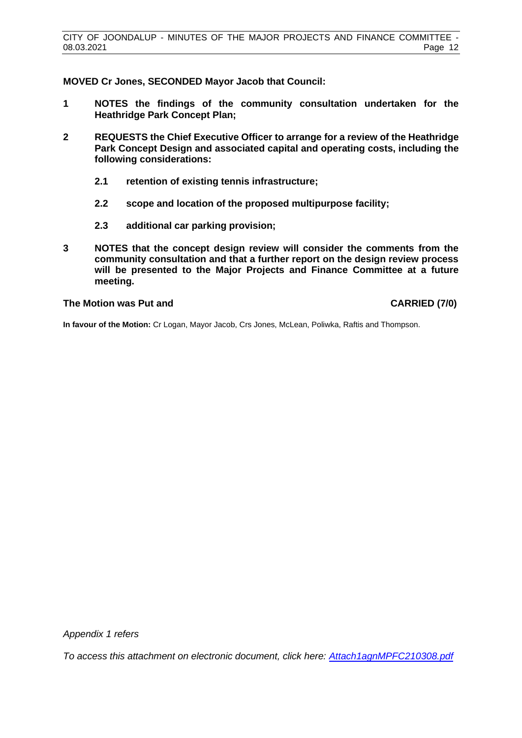**MOVED Cr Jones, SECONDED Mayor Jacob that Council:**

1. **NOTES the findings of the community consultation undertaken for the Heathridge Park Concept Plan;**

2. **REQUESTS the Chief Executive Officer to arrange for a review of the Heathridge Park Concept Design and associated capital and operating costs, including the following considerations:**

   2.1 **retention of existing tennis infrastructure;**

   2.2 **scope and location of the proposed multipurpose facility;**

   2.3 **additional car parking provision;**

3. **NOTES that the concept design review will consider the comments from the community consultation and that a further report on the design review process will be presented to the Major Projects and Finance Committee at a future meeting.**

**The Motion was Put and CARRIED (7/0)**

**In favour of the Motion:** Cr Logan, Mayor Jacob, Crs Jones, McLean, Poliwka, Raftis and Thompson.

*Appendix 1 refers*

*To access this attachment on electronic document, click here: Attach1agnMPFC210308.pdf*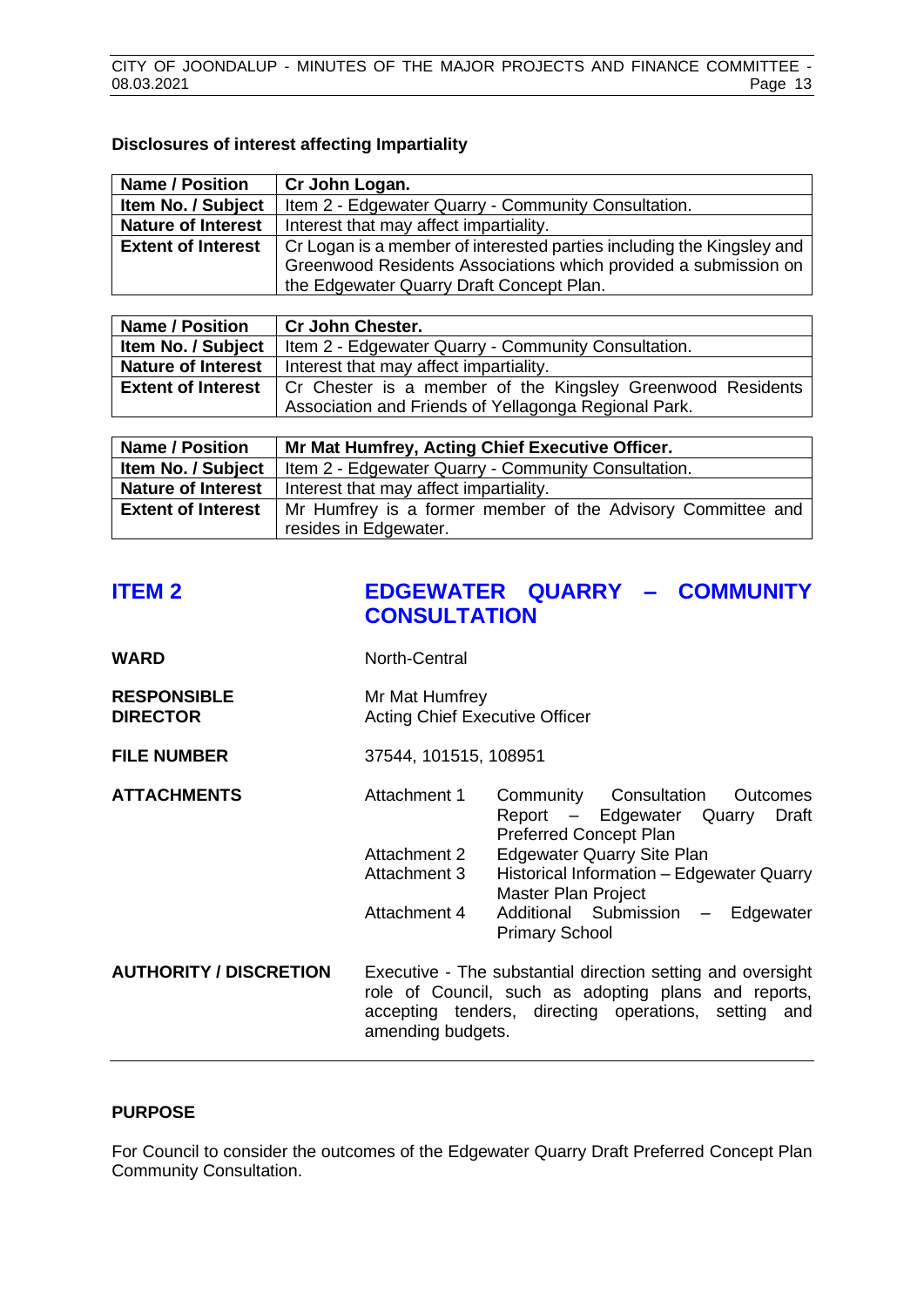### Disclosures of interest affecting Impartiality

| Name / Position | Cr John Logan. |
|---|---|
| Item No. / Subject | Item 2 - Edgewater Quarry - Community Consultation. |
| Nature of Interest | Interest that may affect impartiality. |
| Extent of Interest | Cr Logan is a member of interested parties including the Kingsley and Greenwood Residents Associations which provided a submission on the Edgewater Quarry Draft Concept Plan. |

| Name / Position | Cr John Chester. |
|---|---|
| Item No. / Subject | Item 2 - Edgewater Quarry - Community Consultation. |
| Nature of Interest | Interest that may affect impartiality. |
| Extent of Interest | Cr Chester is a member of the Kingsley Greenwood Residents Association and Friends of Yellagonga Regional Park. |

| Name / Position | Mr Mat Humfrey, Acting Chief Executive Officer. |
|---|---|
| Item No. / Subject | Item 2 - Edgewater Quarry - Community Consultation. |
| Nature of Interest | Interest that may affect impartiality. |
| Extent of Interest | Mr Humfrey is a former member of the Advisory Committee and resides in Edgewater. |

## ITEM 2 EDGEWATER QUARRY – COMMUNITY CONSULTATION

**WARD** North-Central

**RESPONSIBLE DIRECTOR** Mr Mat Humfrey
Acting Chief Executive Officer

**FILE NUMBER** 37544, 101515, 108951

**ATTACHMENTS**
- Attachment 1 Community Consultation Outcomes Report – Edgewater Quarry Draft Preferred Concept Plan
- Attachment 2 Edgewater Quarry Site Plan
- Attachment 3 Historical Information – Edgewater Quarry Master Plan Project
- Attachment 4 Additional Submission – Edgewater Primary School

**AUTHORITY / DISCRETION** Executive - The substantial direction setting and oversight role of Council, such as adopting plans and reports, accepting tenders, directing operations, setting and amending budgets.

### PURPOSE

For Council to consider the outcomes of the Edgewater Quarry Draft Preferred Concept Plan Community Consultation.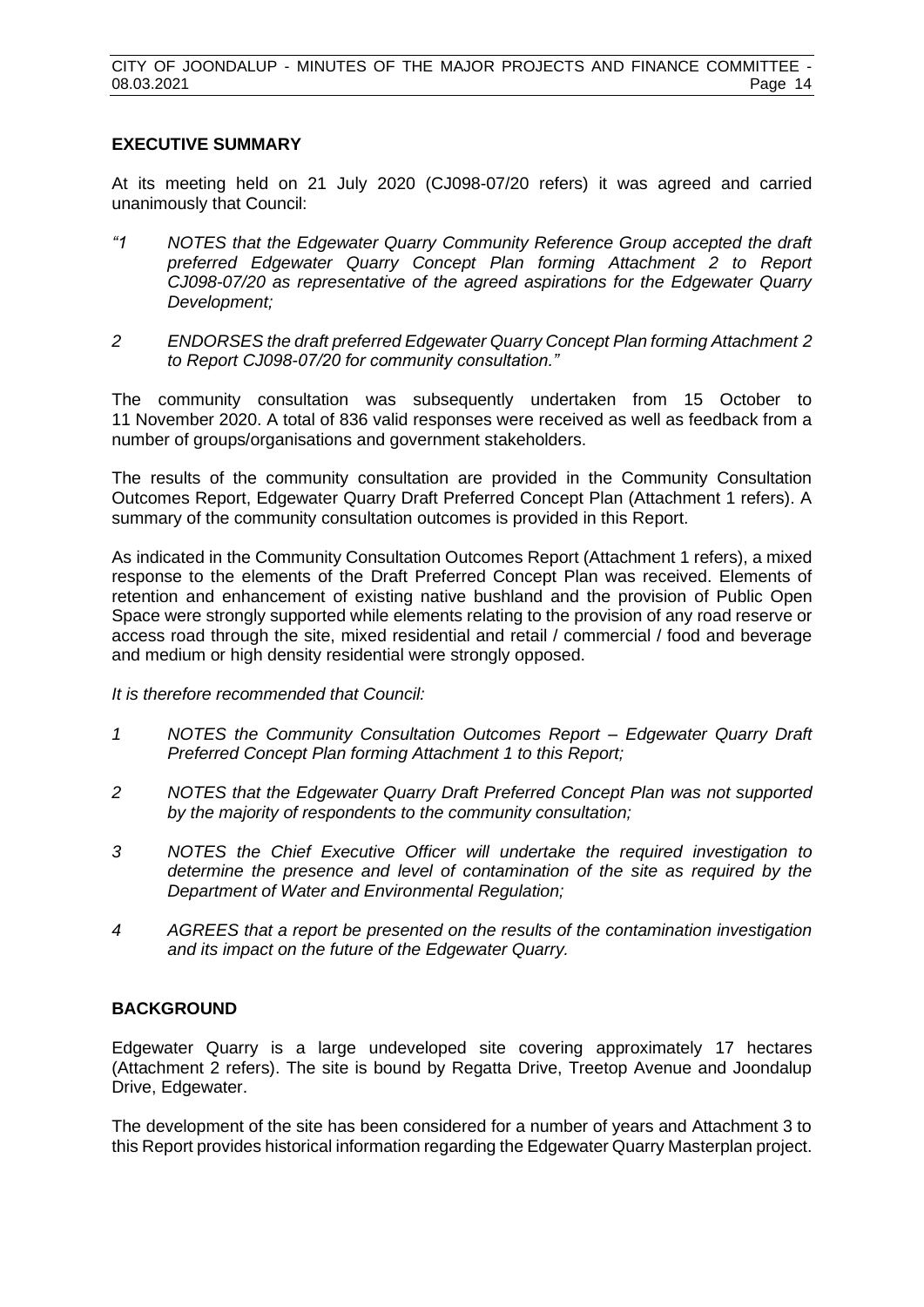## EXECUTIVE SUMMARY

At its meeting held on 21 July 2020 (CJ098-07/20 refers) it was agreed and carried unanimously that Council:

*"1 NOTES that the Edgewater Quarry Community Reference Group accepted the draft preferred Edgewater Quarry Concept Plan forming Attachment 2 to Report CJ098-07/20 as representative of the agreed aspirations for the Edgewater Quarry Development;*

*2 ENDORSES the draft preferred Edgewater Quarry Concept Plan forming Attachment 2 to Report CJ098-07/20 for community consultation."*

The community consultation was subsequently undertaken from 15 October to 11 November 2020. A total of 836 valid responses were received as well as feedback from a number of groups/organisations and government stakeholders.

The results of the community consultation are provided in the Community Consultation Outcomes Report, Edgewater Quarry Draft Preferred Concept Plan (Attachment 1 refers). A summary of the community consultation outcomes is provided in this Report.

As indicated in the Community Consultation Outcomes Report (Attachment 1 refers), a mixed response to the elements of the Draft Preferred Concept Plan was received. Elements of retention and enhancement of existing native bushland and the provision of Public Open Space were strongly supported while elements relating to the provision of any road reserve or access road through the site, mixed residential and retail / commercial / food and beverage and medium or high density residential were strongly opposed.

*It is therefore recommended that Council:*

*1 NOTES the Community Consultation Outcomes Report – Edgewater Quarry Draft Preferred Concept Plan forming Attachment 1 to this Report;*

*2 NOTES that the Edgewater Quarry Draft Preferred Concept Plan was not supported by the majority of respondents to the community consultation;*

*3 NOTES the Chief Executive Officer will undertake the required investigation to determine the presence and level of contamination of the site as required by the Department of Water and Environmental Regulation;*

*4 AGREES that a report be presented on the results of the contamination investigation and its impact on the future of the Edgewater Quarry.*

## BACKGROUND

Edgewater Quarry is a large undeveloped site covering approximately 17 hectares (Attachment 2 refers). The site is bound by Regatta Drive, Treetop Avenue and Joondalup Drive, Edgewater.

The development of the site has been considered for a number of years and Attachment 3 to this Report provides historical information regarding the Edgewater Quarry Masterplan project.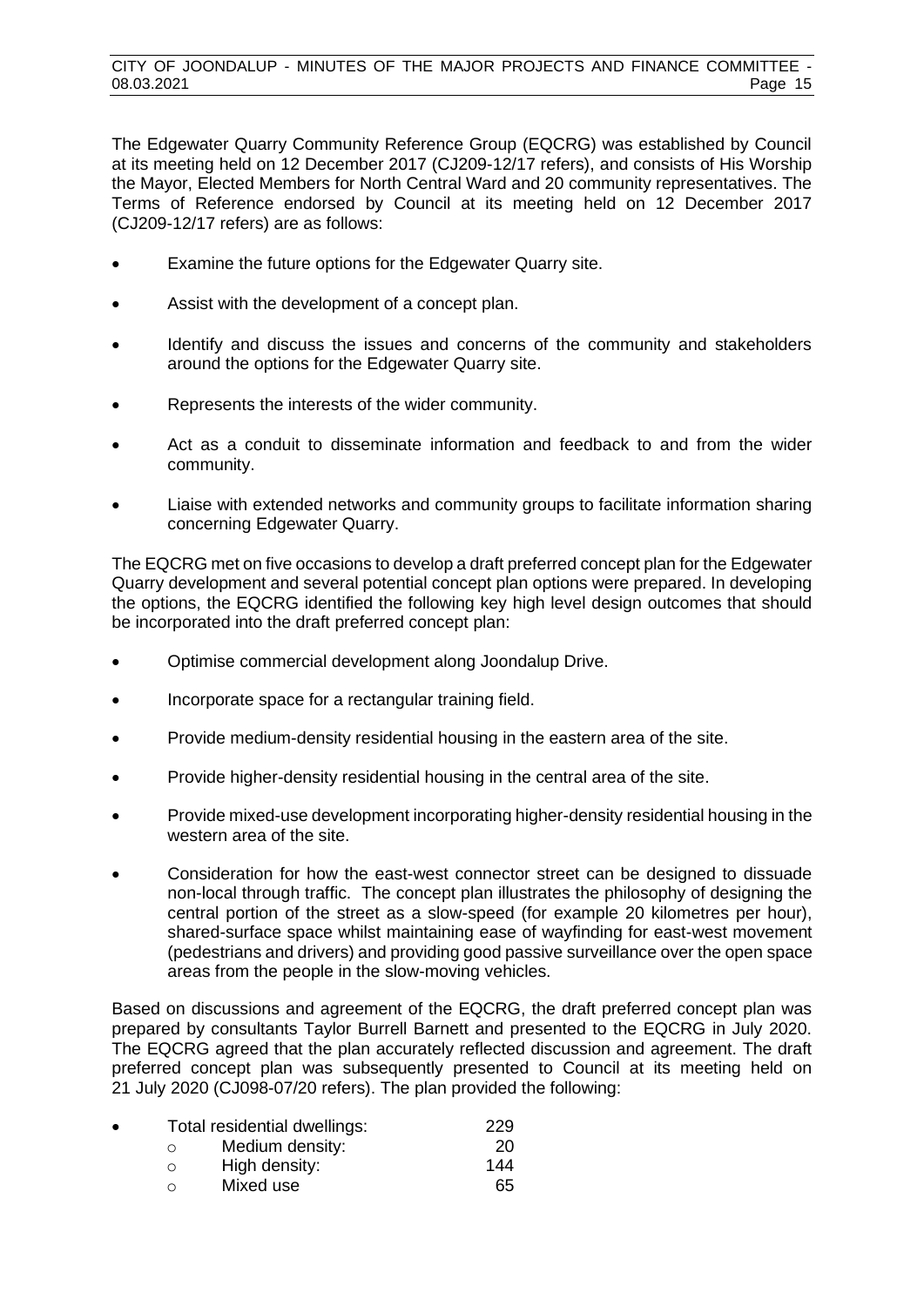The Edgewater Quarry Community Reference Group (EQCRG) was established by Council at its meeting held on 12 December 2017 (CJ209-12/17 refers), and consists of His Worship the Mayor, Elected Members for North Central Ward and 20 community representatives. The Terms of Reference endorsed by Council at its meeting held on 12 December 2017 (CJ209-12/17 refers) are as follows:

- Examine the future options for the Edgewater Quarry site.
- Assist with the development of a concept plan.
- Identify and discuss the issues and concerns of the community and stakeholders around the options for the Edgewater Quarry site.
- Represents the interests of the wider community.
- Act as a conduit to disseminate information and feedback to and from the wider community.
- Liaise with extended networks and community groups to facilitate information sharing concerning Edgewater Quarry.

The EQCRG met on five occasions to develop a draft preferred concept plan for the Edgewater Quarry development and several potential concept plan options were prepared. In developing the options, the EQCRG identified the following key high level design outcomes that should be incorporated into the draft preferred concept plan:

- Optimise commercial development along Joondalup Drive.
- Incorporate space for a rectangular training field.
- Provide medium-density residential housing in the eastern area of the site.
- Provide higher-density residential housing in the central area of the site.
- Provide mixed-use development incorporating higher-density residential housing in the western area of the site.
- Consideration for how the east-west connector street can be designed to dissuade non-local through traffic. The concept plan illustrates the philosophy of designing the central portion of the street as a slow-speed (for example 20 kilometres per hour), shared-surface space whilst maintaining ease of wayfinding for east-west movement (pedestrians and drivers) and providing good passive surveillance over the open space areas from the people in the slow-moving vehicles.

Based on discussions and agreement of the EQCRG, the draft preferred concept plan was prepared by consultants Taylor Burrell Barnett and presented to the EQCRG in July 2020. The EQCRG agreed that the plan accurately reflected discussion and agreement. The draft preferred concept plan was subsequently presented to Council at its meeting held on 21 July 2020 (CJ098-07/20 refers). The plan provided the following:

- Total residential dwellings: 229
  - Medium density: 20
  - High density: 144
  - Mixed use 65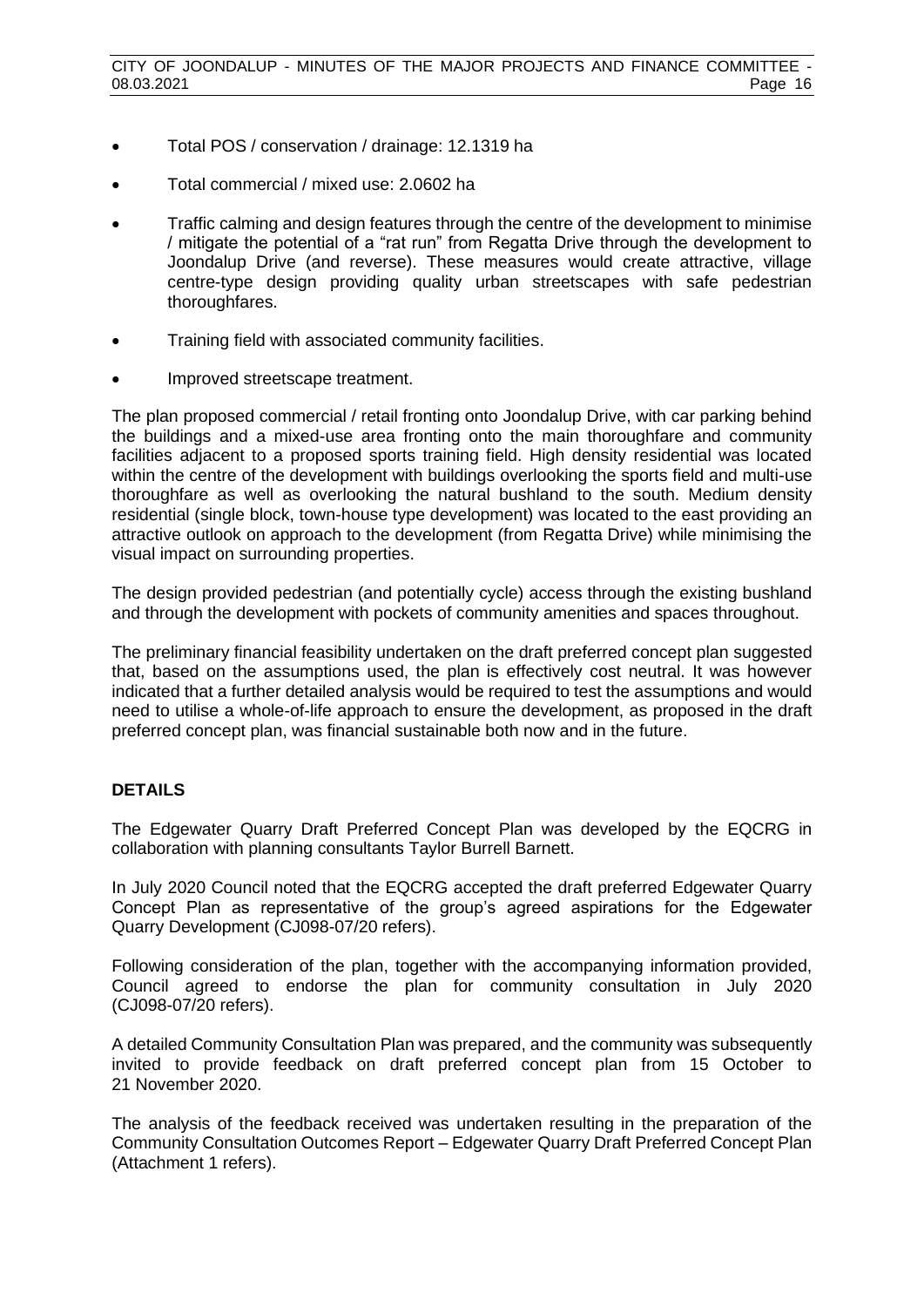- Total POS / conservation / drainage: 12.1319 ha
- Total commercial / mixed use: 2.0602 ha
- Traffic calming and design features through the centre of the development to minimise / mitigate the potential of a "rat run" from Regatta Drive through the development to Joondalup Drive (and reverse). These measures would create attractive, village centre-type design providing quality urban streetscapes with safe pedestrian thoroughfares.
- Training field with associated community facilities.
- Improved streetscape treatment.

The plan proposed commercial / retail fronting onto Joondalup Drive, with car parking behind the buildings and a mixed-use area fronting onto the main thoroughfare and community facilities adjacent to a proposed sports training field. High density residential was located within the centre of the development with buildings overlooking the sports field and multi-use thoroughfare as well as overlooking the natural bushland to the south. Medium density residential (single block, town-house type development) was located to the east providing an attractive outlook on approach to the development (from Regatta Drive) while minimising the visual impact on surrounding properties.

The design provided pedestrian (and potentially cycle) access through the existing bushland and through the development with pockets of community amenities and spaces throughout.

The preliminary financial feasibility undertaken on the draft preferred concept plan suggested that, based on the assumptions used, the plan is effectively cost neutral. It was however indicated that a further detailed analysis would be required to test the assumptions and would need to utilise a whole-of-life approach to ensure the development, as proposed in the draft preferred concept plan, was financial sustainable both now and in the future.

## DETAILS

The Edgewater Quarry Draft Preferred Concept Plan was developed by the EQCRG in collaboration with planning consultants Taylor Burrell Barnett.

In July 2020 Council noted that the EQCRG accepted the draft preferred Edgewater Quarry Concept Plan as representative of the group's agreed aspirations for the Edgewater Quarry Development (CJ098-07/20 refers).

Following consideration of the plan, together with the accompanying information provided, Council agreed to endorse the plan for community consultation in July 2020 (CJ098-07/20 refers).

A detailed Community Consultation Plan was prepared, and the community was subsequently invited to provide feedback on draft preferred concept plan from 15 October to 21 November 2020.

The analysis of the feedback received was undertaken resulting in the preparation of the Community Consultation Outcomes Report – Edgewater Quarry Draft Preferred Concept Plan (Attachment 1 refers).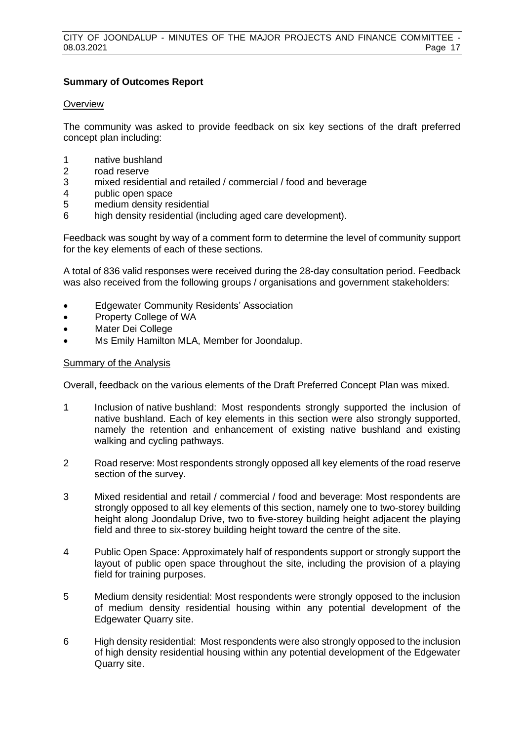**Summary of Outcomes Report**

Overview

The community was asked to provide feedback on six key sections of the draft preferred concept plan including:

1 native bushland
2 road reserve
3 mixed residential and retailed / commercial / food and beverage
4 public open space
5 medium density residential
6 high density residential (including aged care development).

Feedback was sought by way of a comment form to determine the level of community support for the key elements of each of these sections.

A total of 836 valid responses were received during the 28-day consultation period. Feedback was also received from the following groups / organisations and government stakeholders:

- Edgewater Community Residents' Association
- Property College of WA
- Mater Dei College
- Ms Emily Hamilton MLA, Member for Joondalup.

Summary of the Analysis

Overall, feedback on the various elements of the Draft Preferred Concept Plan was mixed.

1 Inclusion of native bushland: Most respondents strongly supported the inclusion of native bushland. Each of key elements in this section were also strongly supported, namely the retention and enhancement of existing native bushland and existing walking and cycling pathways.

2 Road reserve: Most respondents strongly opposed all key elements of the road reserve section of the survey.

3 Mixed residential and retail / commercial / food and beverage: Most respondents are strongly opposed to all key elements of this section, namely one to two-storey building height along Joondalup Drive, two to five-storey building height adjacent the playing field and three to six-storey building height toward the centre of the site.

4 Public Open Space: Approximately half of respondents support or strongly support the layout of public open space throughout the site, including the provision of a playing field for training purposes.

5 Medium density residential: Most respondents were strongly opposed to the inclusion of medium density residential housing within any potential development of the Edgewater Quarry site.

6 High density residential: Most respondents were also strongly opposed to the inclusion of high density residential housing within any potential development of the Edgewater Quarry site.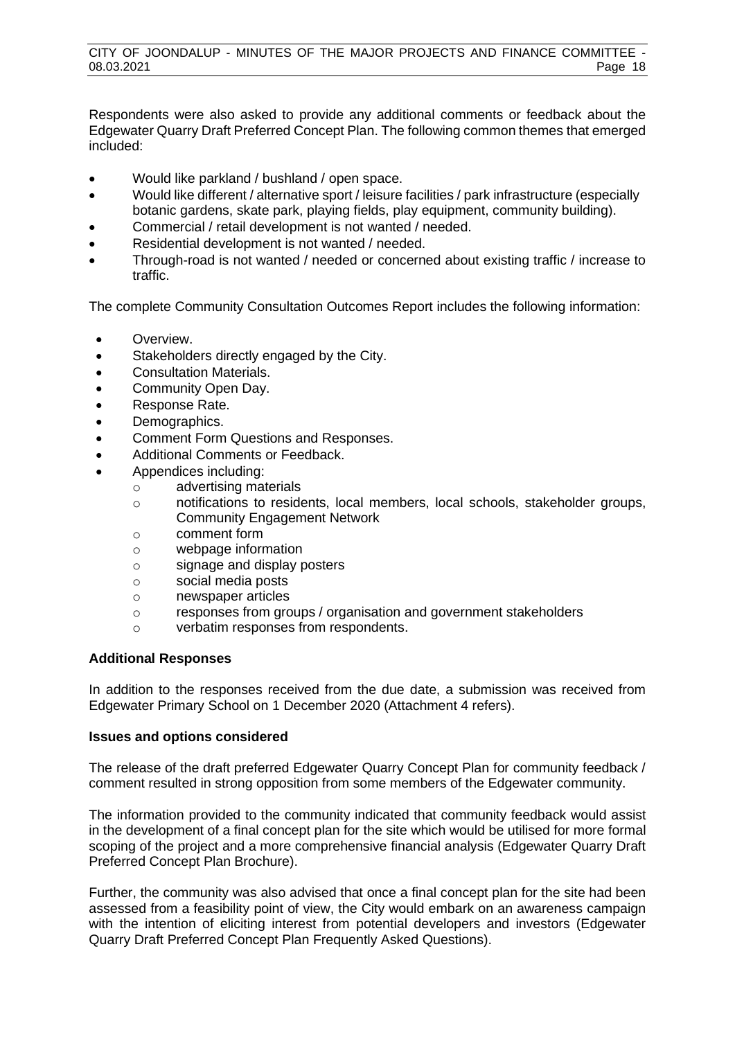Respondents were also asked to provide any additional comments or feedback about the Edgewater Quarry Draft Preferred Concept Plan. The following common themes that emerged included:

- Would like parkland / bushland / open space.
- Would like different / alternative sport / leisure facilities / park infrastructure (especially botanic gardens, skate park, playing fields, play equipment, community building).
- Commercial / retail development is not wanted / needed.
- Residential development is not wanted / needed.
- Through-road is not wanted / needed or concerned about existing traffic / increase to traffic.

The complete Community Consultation Outcomes Report includes the following information:

- Overview.
- Stakeholders directly engaged by the City.
- Consultation Materials.
- Community Open Day.
- Response Rate.
- Demographics.
- Comment Form Questions and Responses.
- Additional Comments or Feedback.
- Appendices including:
    - advertising materials
    - notifications to residents, local members, local schools, stakeholder groups, Community Engagement Network
    - comment form
    - webpage information
    - signage and display posters
    - social media posts
    - newspaper articles
    - responses from groups / organisation and government stakeholders
    - verbatim responses from respondents.

**Additional Responses**

In addition to the responses received from the due date, a submission was received from Edgewater Primary School on 1 December 2020 (Attachment 4 refers).

**Issues and options considered**

The release of the draft preferred Edgewater Quarry Concept Plan for community feedback / comment resulted in strong opposition from some members of the Edgewater community.

The information provided to the community indicated that community feedback would assist in the development of a final concept plan for the site which would be utilised for more formal scoping of the project and a more comprehensive financial analysis (Edgewater Quarry Draft Preferred Concept Plan Brochure).

Further, the community was also advised that once a final concept plan for the site had been assessed from a feasibility point of view, the City would embark on an awareness campaign with the intention of eliciting interest from potential developers and investors (Edgewater Quarry Draft Preferred Concept Plan Frequently Asked Questions).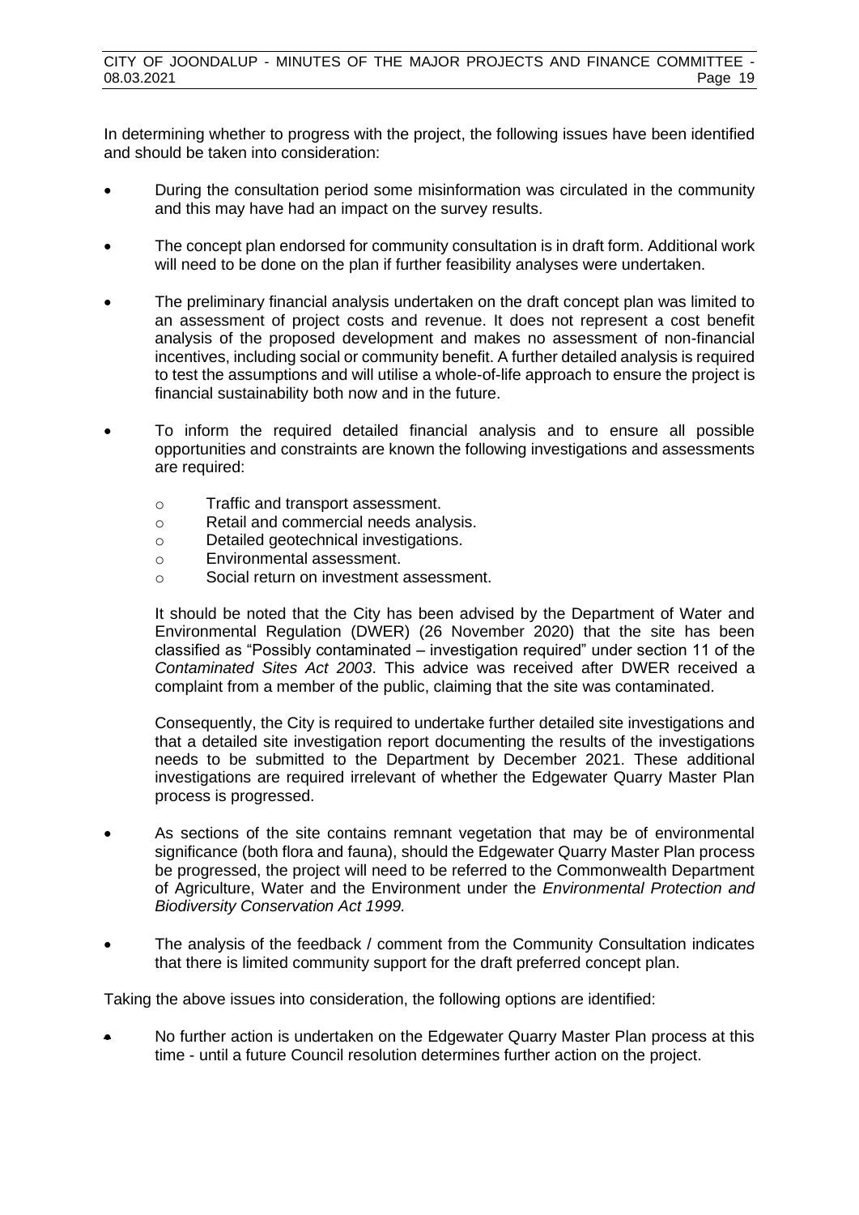In determining whether to progress with the project, the following issues have been identified and should be taken into consideration:

- During the consultation period some misinformation was circulated in the community and this may have had an impact on the survey results.
- The concept plan endorsed for community consultation is in draft form. Additional work will need to be done on the plan if further feasibility analyses were undertaken.
- The preliminary financial analysis undertaken on the draft concept plan was limited to an assessment of project costs and revenue. It does not represent a cost benefit analysis of the proposed development and makes no assessment of non-financial incentives, including social or community benefit. A further detailed analysis is required to test the assumptions and will utilise a whole-of-life approach to ensure the project is financial sustainability both now and in the future.
- To inform the required detailed financial analysis and to ensure all possible opportunities and constraints are known the following investigations and assessments are required:
    - Traffic and transport assessment.
    - Retail and commercial needs analysis.
    - Detailed geotechnical investigations.
    - Environmental assessment.
    - Social return on investment assessment.

  It should be noted that the City has been advised by the Department of Water and Environmental Regulation (DWER) (26 November 2020) that the site has been classified as "Possibly contaminated – investigation required" under section 11 of the *Contaminated Sites Act 2003*. This advice was received after DWER received a complaint from a member of the public, claiming that the site was contaminated.

  Consequently, the City is required to undertake further detailed site investigations and that a detailed site investigation report documenting the results of the investigations needs to be submitted to the Department by December 2021. These additional investigations are required irrelevant of whether the Edgewater Quarry Master Plan process is progressed.

- As sections of the site contains remnant vegetation that may be of environmental significance (both flora and fauna), should the Edgewater Quarry Master Plan process be progressed, the project will need to be referred to the Commonwealth Department of Agriculture, Water and the Environment under the *Environmental Protection and Biodiversity Conservation Act 1999*.
- The analysis of the feedback / comment from the Community Consultation indicates that there is limited community support for the draft preferred concept plan.

Taking the above issues into consideration, the following options are identified:

- No further action is undertaken on the Edgewater Quarry Master Plan process at this time - until a future Council resolution determines further action on the project.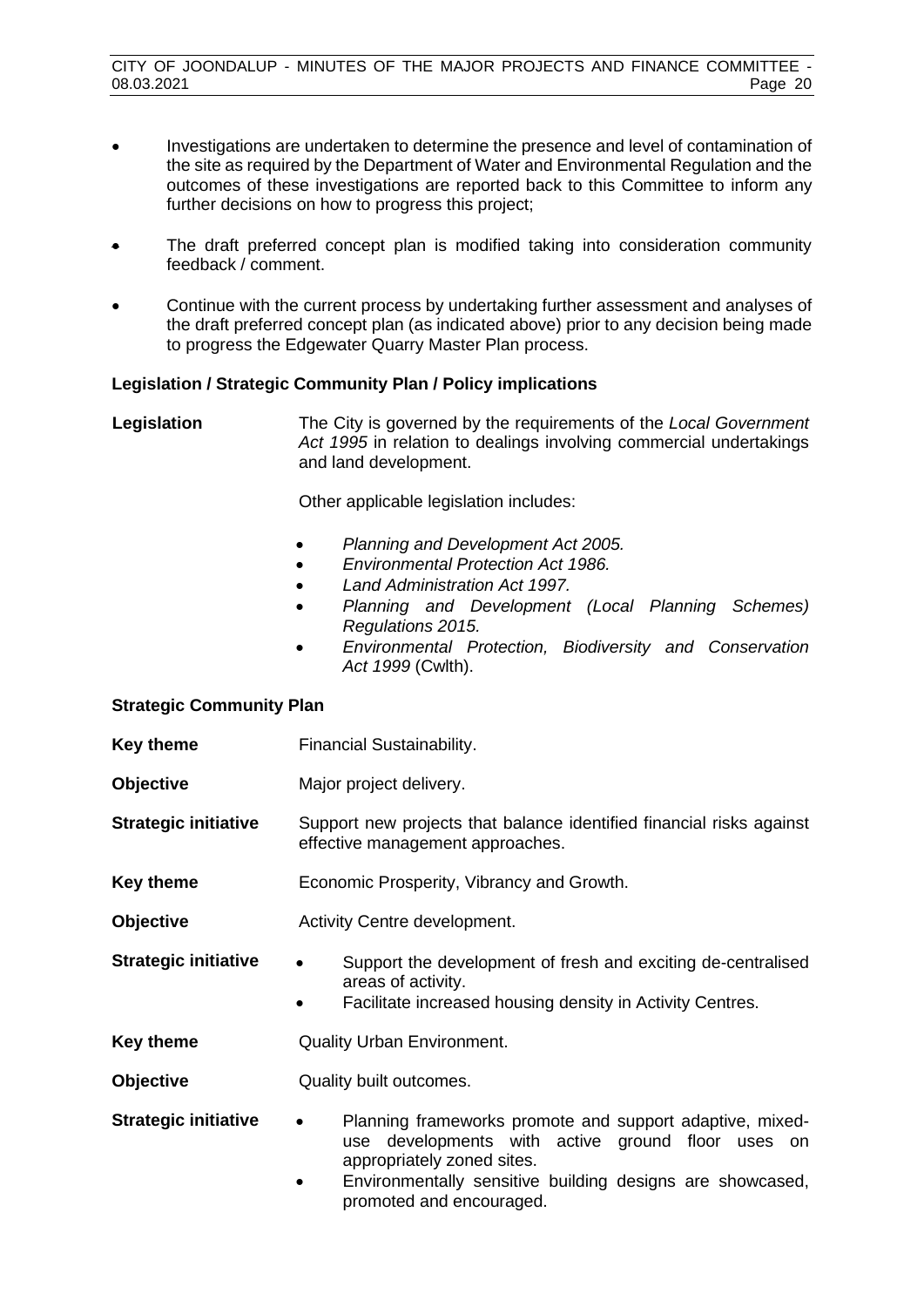- Investigations are undertaken to determine the presence and level of contamination of the site as required by the Department of Water and Environmental Regulation and the outcomes of these investigations are reported back to this Committee to inform any further decisions on how to progress this project;
- The draft preferred concept plan is modified taking into consideration community feedback / comment.
- Continue with the current process by undertaking further assessment and analyses of the draft preferred concept plan (as indicated above) prior to any decision being made to progress the Edgewater Quarry Master Plan process.

**Legislation / Strategic Community Plan / Policy implications**

**Legislation** The City is governed by the requirements of the *Local Government Act 1995* in relation to dealings involving commercial undertakings and land development.

Other applicable legislation includes:

- *Planning and Development Act 2005.*
- *Environmental Protection Act 1986.*
- *Land Administration Act 1997.*
- *Planning and Development (Local Planning Schemes) Regulations 2015.*
- *Environmental Protection, Biodiversity and Conservation Act 1999* (Cwlth).

**Strategic Community Plan**

**Key theme** Financial Sustainability.

**Objective** Major project delivery.

**Strategic initiative** Support new projects that balance identified financial risks against effective management approaches.

**Key theme** Economic Prosperity, Vibrancy and Growth.

**Objective** Activity Centre development.

**Strategic initiative**

- Support the development of fresh and exciting de-centralised areas of activity.
- Facilitate increased housing density in Activity Centres.

**Key theme** Quality Urban Environment.

**Objective** Quality built outcomes.

**Strategic initiative**

- Planning frameworks promote and support adaptive, mixed-use developments with active ground floor uses on appropriately zoned sites.
- Environmentally sensitive building designs are showcased, promoted and encouraged.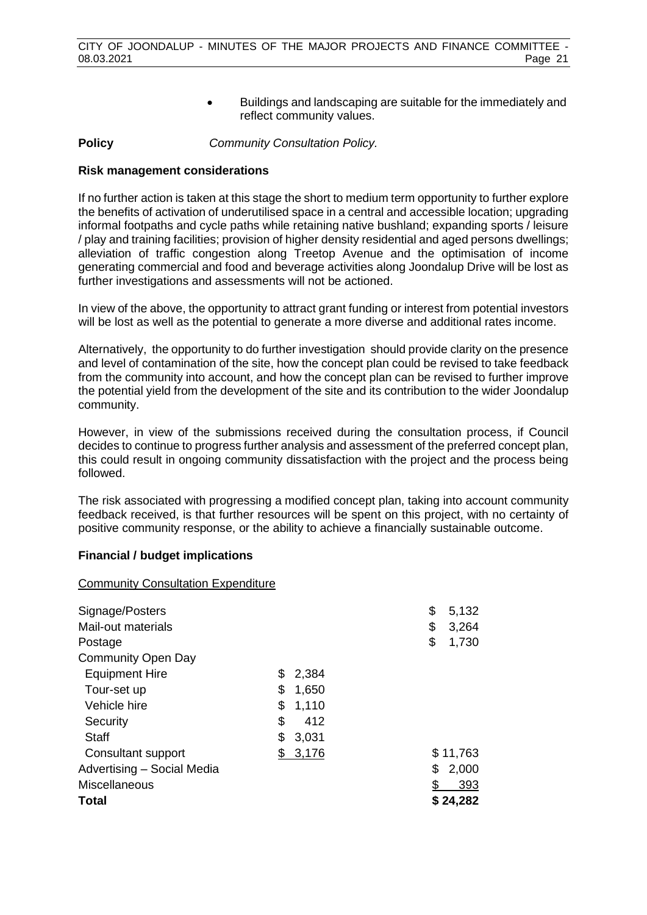- Buildings and landscaping are suitable for the immediately and reflect community values.

**Policy** *Community Consultation Policy.*

**Risk management considerations**

If no further action is taken at this stage the short to medium term opportunity to further explore the benefits of activation of underutilised space in a central and accessible location; upgrading informal footpaths and cycle paths while retaining native bushland; expanding sports / leisure / play and training facilities; provision of higher density residential and aged persons dwellings; alleviation of traffic congestion along Treetop Avenue and the optimisation of income generating commercial and food and beverage activities along Joondalup Drive will be lost as further investigations and assessments will not be actioned.

In view of the above, the opportunity to attract grant funding or interest from potential investors will be lost as well as the potential to generate a more diverse and additional rates income.

Alternatively, the opportunity to do further investigation should provide clarity on the presence and level of contamination of the site, how the concept plan could be revised to take feedback from the community into account, and how the concept plan can be revised to further improve the potential yield from the development of the site and its contribution to the wider Joondalup community.

However, in view of the submissions received during the consultation process, if Council decides to continue to progress further analysis and assessment of the preferred concept plan, this could result in ongoing community dissatisfaction with the project and the process being followed.

The risk associated with progressing a modified concept plan, taking into account community feedback received, is that further resources will be spent on this project, with no certainty of positive community response, or the ability to achieve a financially sustainable outcome.

**Financial / budget implications**

Community Consultation Expenditure

| | | |
|---|---|---|
| Signage/Posters | | $ 5,132 |
| Mail-out materials | | $ 3,264 |
| Postage | | $ 1,730 |
| Community Open Day | | |
| Equipment Hire | $ 2,384 | |
| Tour-set up | $ 1,650 | |
| Vehicle hire | $ 1,110 | |
| Security | $ 412 | |
| Staff | $ 3,031 | |
| Consultant support | $ 3,176 | $ 11,763 |
| Advertising – Social Media | | $ 2,000 |
| Miscellaneous | | $ 393 |
| **Total** | | **$ 24,282** |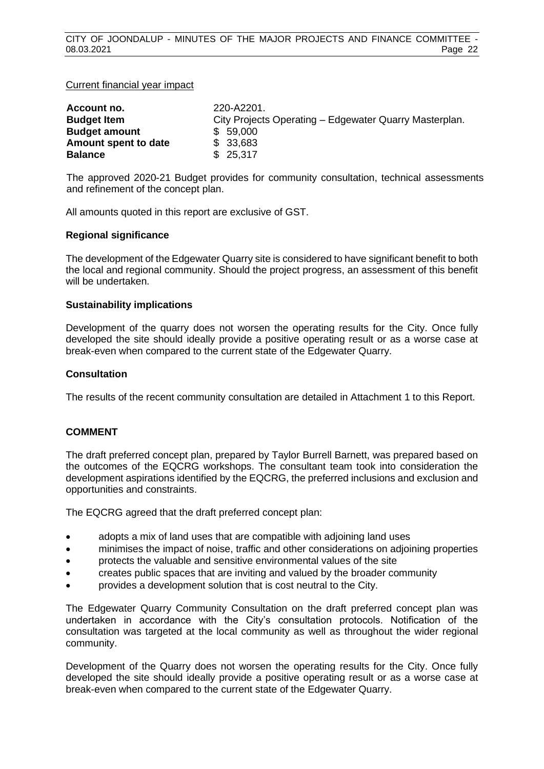Current financial year impact

| | |
|---|---|
| **Account no.** | 220-A2201. |
| **Budget Item** | City Projects Operating – Edgewater Quarry Masterplan. |
| **Budget amount** | $ 59,000 |
| **Amount spent to date** | $ 33,683 |
| **Balance** | $ 25,317 |

The approved 2020-21 Budget provides for community consultation, technical assessments and refinement of the concept plan.

All amounts quoted in this report are exclusive of GST.

**Regional significance**

The development of the Edgewater Quarry site is considered to have significant benefit to both the local and regional community. Should the project progress, an assessment of this benefit will be undertaken.

**Sustainability implications**

Development of the quarry does not worsen the operating results for the City. Once fully developed the site should ideally provide a positive operating result or as a worse case at break-even when compared to the current state of the Edgewater Quarry.

**Consultation**

The results of the recent community consultation are detailed in Attachment 1 to this Report.

**COMMENT**

The draft preferred concept plan, prepared by Taylor Burrell Barnett, was prepared based on the outcomes of the EQCRG workshops. The consultant team took into consideration the development aspirations identified by the EQCRG, the preferred inclusions and exclusion and opportunities and constraints.

The EQCRG agreed that the draft preferred concept plan:

- adopts a mix of land uses that are compatible with adjoining land uses
- minimises the impact of noise, traffic and other considerations on adjoining properties
- protects the valuable and sensitive environmental values of the site
- creates public spaces that are inviting and valued by the broader community
- provides a development solution that is cost neutral to the City.

The Edgewater Quarry Community Consultation on the draft preferred concept plan was undertaken in accordance with the City's consultation protocols. Notification of the consultation was targeted at the local community as well as throughout the wider regional community.

Development of the Quarry does not worsen the operating results for the City. Once fully developed the site should ideally provide a positive operating result or as a worse case at break-even when compared to the current state of the Edgewater Quarry.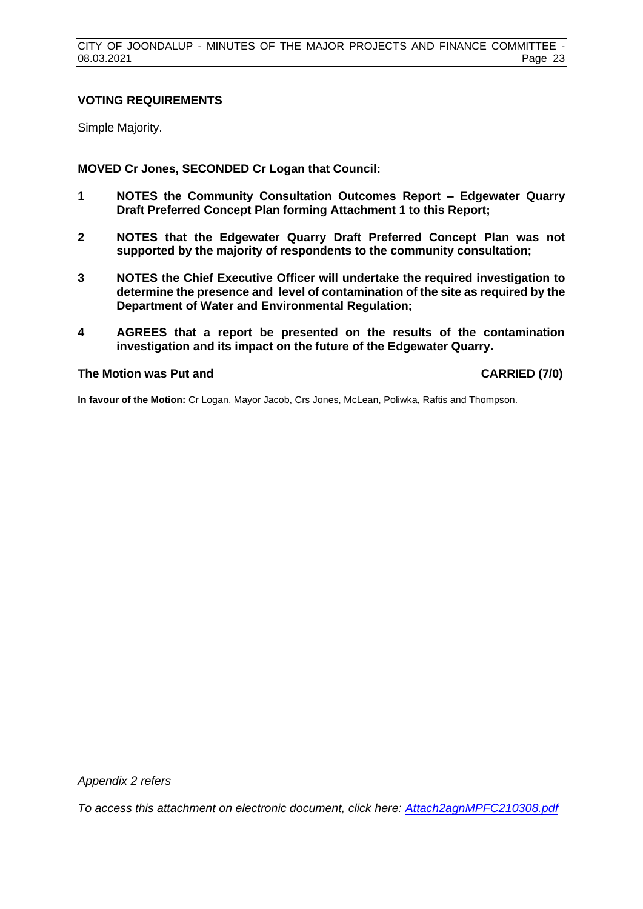## VOTING REQUIREMENTS

Simple Majority.

**MOVED Cr Jones, SECONDED Cr Logan that Council:**

1. **NOTES the Community Consultation Outcomes Report – Edgewater Quarry Draft Preferred Concept Plan forming Attachment 1 to this Report;**
2. **NOTES that the Edgewater Quarry Draft Preferred Concept Plan was not supported by the majority of respondents to the community consultation;**
3. **NOTES the Chief Executive Officer will undertake the required investigation to determine the presence and level of contamination of the site as required by the Department of Water and Environmental Regulation;**
4. **AGREES that a report be presented on the results of the contamination investigation and its impact on the future of the Edgewater Quarry.**

**The Motion was Put and CARRIED (7/0)**

**In favour of the Motion:** Cr Logan, Mayor Jacob, Crs Jones, McLean, Poliwka, Raftis and Thompson.

*Appendix 2 refers*

*To access this attachment on electronic document, click here: Attach2agnMPFC210308.pdf*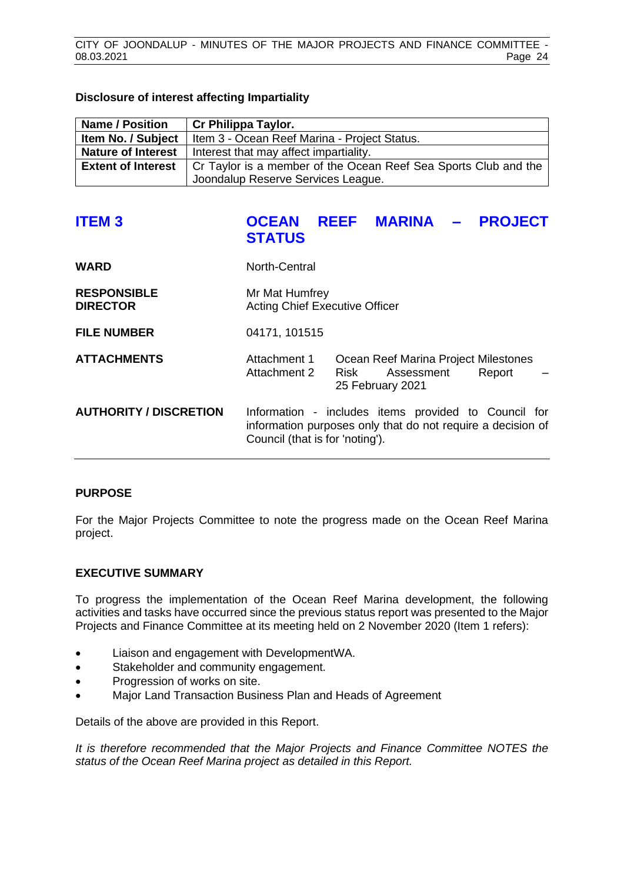**Disclosure of interest affecting Impartiality**

| Name / Position | Cr Philippa Taylor. |
| --- | --- |
| Item No. / Subject | Item 3 - Ocean Reef Marina - Project Status. |
| Nature of Interest | Interest that may affect impartiality. |
| Extent of Interest | Cr Taylor is a member of the Ocean Reef Sea Sports Club and the Joondalup Reserve Services League. |

## ITEM 3 OCEAN REEF MARINA – PROJECT STATUS

**WARD** North-Central

**RESPONSIBLE DIRECTOR** Mr Mat Humfrey
Acting Chief Executive Officer

**FILE NUMBER** 04171, 101515

**ATTACHMENTS**
Attachment 1 Ocean Reef Marina Project Milestones
Attachment 2 Risk Assessment Report – 25 February 2021

**AUTHORITY / DISCRETION** Information - includes items provided to Council for information purposes only that do not require a decision of Council (that is for 'noting').

### PURPOSE

For the Major Projects Committee to note the progress made on the Ocean Reef Marina project.

### EXECUTIVE SUMMARY

To progress the implementation of the Ocean Reef Marina development, the following activities and tasks have occurred since the previous status report was presented to the Major Projects and Finance Committee at its meeting held on 2 November 2020 (Item 1 refers):

- Liaison and engagement with DevelopmentWA.
- Stakeholder and community engagement.
- Progression of works on site.
- Major Land Transaction Business Plan and Heads of Agreement

Details of the above are provided in this Report.

*It is therefore recommended that the Major Projects and Finance Committee NOTES the status of the Ocean Reef Marina project as detailed in this Report.*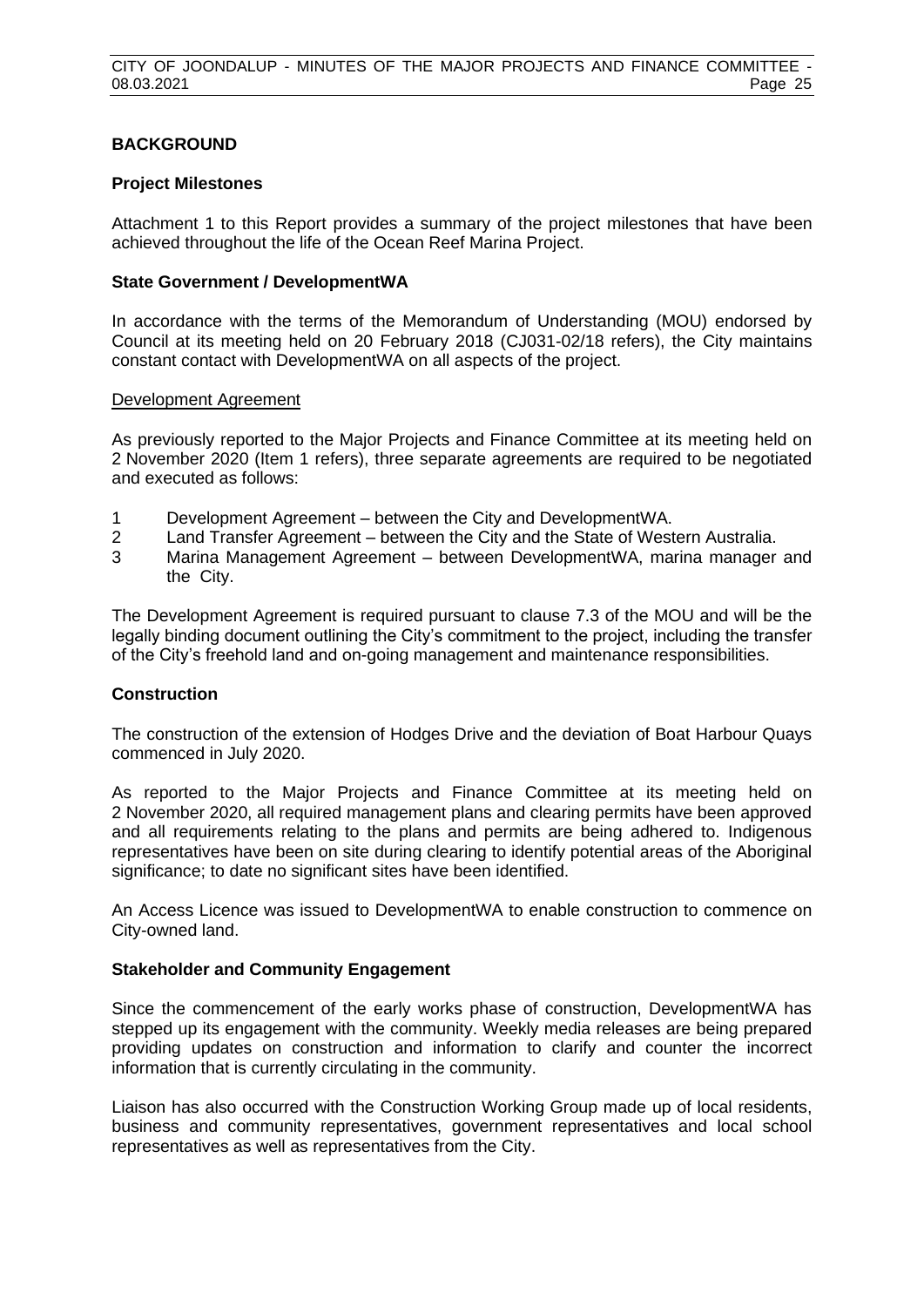## BACKGROUND

### Project Milestones

Attachment 1 to this Report provides a summary of the project milestones that have been achieved throughout the life of the Ocean Reef Marina Project.

### State Government / DevelopmentWA

In accordance with the terms of the Memorandum of Understanding (MOU) endorsed by Council at its meeting held on 20 February 2018 (CJ031-02/18 refers), the City maintains constant contact with DevelopmentWA on all aspects of the project.

<u>Development Agreement</u>

As previously reported to the Major Projects and Finance Committee at its meeting held on 2 November 2020 (Item 1 refers), three separate agreements are required to be negotiated and executed as follows:

1. Development Agreement – between the City and DevelopmentWA.
2. Land Transfer Agreement – between the City and the State of Western Australia.
3. Marina Management Agreement – between DevelopmentWA, marina manager and the City.

The Development Agreement is required pursuant to clause 7.3 of the MOU and will be the legally binding document outlining the City's commitment to the project, including the transfer of the City's freehold land and on-going management and maintenance responsibilities.

### Construction

The construction of the extension of Hodges Drive and the deviation of Boat Harbour Quays commenced in July 2020.

As reported to the Major Projects and Finance Committee at its meeting held on 2 November 2020, all required management plans and clearing permits have been approved and all requirements relating to the plans and permits are being adhered to. Indigenous representatives have been on site during clearing to identify potential areas of the Aboriginal significance; to date no significant sites have been identified.

An Access Licence was issued to DevelopmentWA to enable construction to commence on City-owned land.

### Stakeholder and Community Engagement

Since the commencement of the early works phase of construction, DevelopmentWA has stepped up its engagement with the community. Weekly media releases are being prepared providing updates on construction and information to clarify and counter the incorrect information that is currently circulating in the community.

Liaison has also occurred with the Construction Working Group made up of local residents, business and community representatives, government representatives and local school representatives as well as representatives from the City.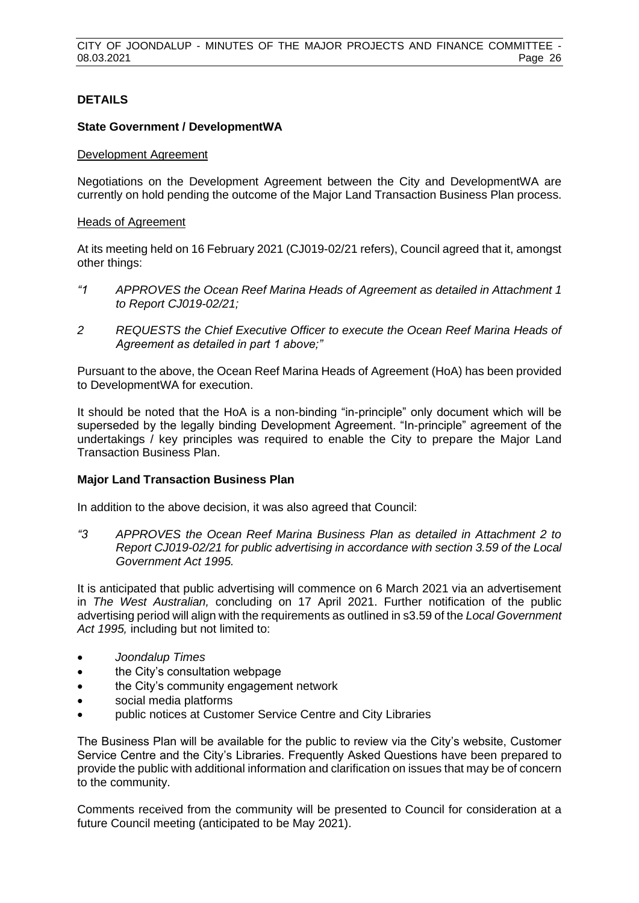## DETAILS

### State Government / DevelopmentWA

Development Agreement

Negotiations on the Development Agreement between the City and DevelopmentWA are currently on hold pending the outcome of the Major Land Transaction Business Plan process.

Heads of Agreement

At its meeting held on 16 February 2021 (CJ019-02/21 refers), Council agreed that it, amongst other things:

*"1 APPROVES the Ocean Reef Marina Heads of Agreement as detailed in Attachment 1 to Report CJ019-02/21;*

*2 REQUESTS the Chief Executive Officer to execute the Ocean Reef Marina Heads of Agreement as detailed in part 1 above;"*

Pursuant to the above, the Ocean Reef Marina Heads of Agreement (HoA) has been provided to DevelopmentWA for execution.

It should be noted that the HoA is a non-binding "in-principle" only document which will be superseded by the legally binding Development Agreement. "In-principle" agreement of the undertakings / key principles was required to enable the City to prepare the Major Land Transaction Business Plan.

### Major Land Transaction Business Plan

In addition to the above decision, it was also agreed that Council:

*"3 APPROVES the Ocean Reef Marina Business Plan as detailed in Attachment 2 to Report CJ019-02/21 for public advertising in accordance with section 3.59 of the Local Government Act 1995.*

It is anticipated that public advertising will commence on 6 March 2021 via an advertisement in *The West Australian,* concluding on 17 April 2021. Further notification of the public advertising period will align with the requirements as outlined in s3.59 of the *Local Government Act 1995,* including but not limited to:

- *Joondalup Times*
- the City's consultation webpage
- the City's community engagement network
- social media platforms
- public notices at Customer Service Centre and City Libraries

The Business Plan will be available for the public to review via the City's website, Customer Service Centre and the City's Libraries. Frequently Asked Questions have been prepared to provide the public with additional information and clarification on issues that may be of concern to the community.

Comments received from the community will be presented to Council for consideration at a future Council meeting (anticipated to be May 2021).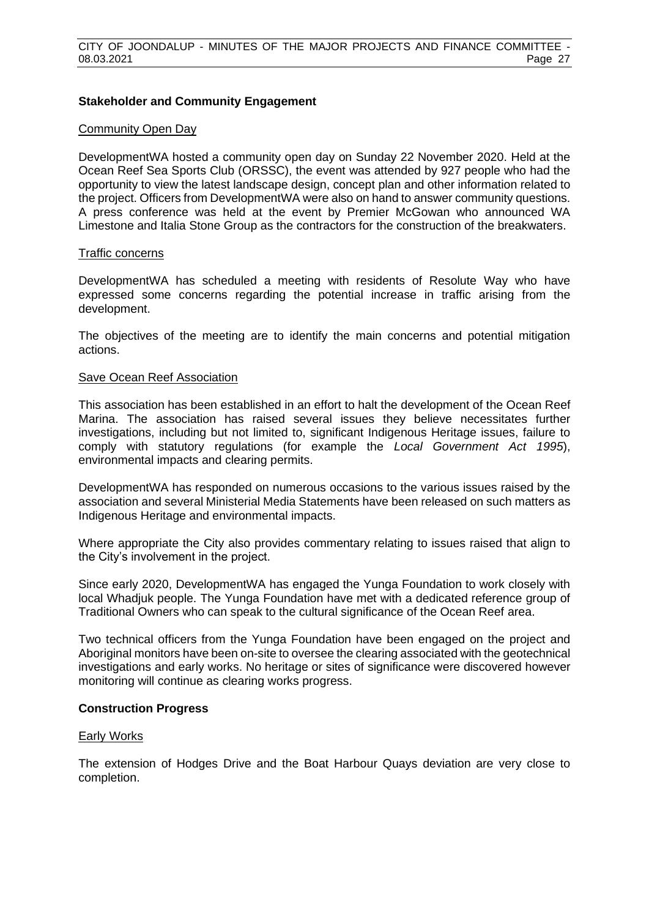**Stakeholder and Community Engagement**

Community Open Day

DevelopmentWA hosted a community open day on Sunday 22 November 2020. Held at the Ocean Reef Sea Sports Club (ORSSC), the event was attended by 927 people who had the opportunity to view the latest landscape design, concept plan and other information related to the project. Officers from DevelopmentWA were also on hand to answer community questions. A press conference was held at the event by Premier McGowan who announced WA Limestone and Italia Stone Group as the contractors for the construction of the breakwaters.

Traffic concerns

DevelopmentWA has scheduled a meeting with residents of Resolute Way who have expressed some concerns regarding the potential increase in traffic arising from the development.

The objectives of the meeting are to identify the main concerns and potential mitigation actions.

Save Ocean Reef Association

This association has been established in an effort to halt the development of the Ocean Reef Marina. The association has raised several issues they believe necessitates further investigations, including but not limited to, significant Indigenous Heritage issues, failure to comply with statutory regulations (for example the *Local Government Act 1995*), environmental impacts and clearing permits.

DevelopmentWA has responded on numerous occasions to the various issues raised by the association and several Ministerial Media Statements have been released on such matters as Indigenous Heritage and environmental impacts.

Where appropriate the City also provides commentary relating to issues raised that align to the City's involvement in the project.

Since early 2020, DevelopmentWA has engaged the Yunga Foundation to work closely with local Whadjuk people. The Yunga Foundation have met with a dedicated reference group of Traditional Owners who can speak to the cultural significance of the Ocean Reef area.

Two technical officers from the Yunga Foundation have been engaged on the project and Aboriginal monitors have been on-site to oversee the clearing associated with the geotechnical investigations and early works. No heritage or sites of significance were discovered however monitoring will continue as clearing works progress.

**Construction Progress**

Early Works

The extension of Hodges Drive and the Boat Harbour Quays deviation are very close to completion.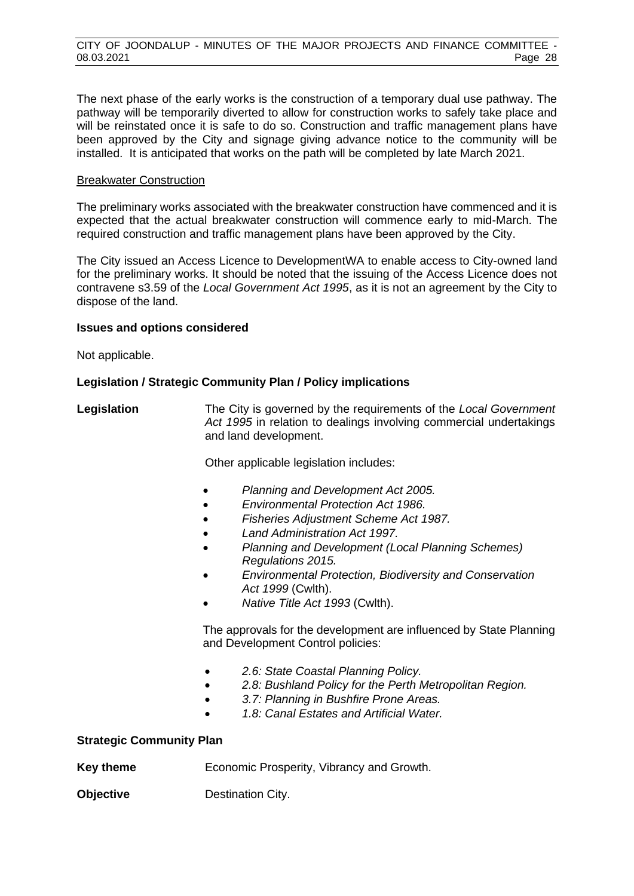The next phase of the early works is the construction of a temporary dual use pathway. The pathway will be temporarily diverted to allow for construction works to safely take place and will be reinstated once it is safe to do so. Construction and traffic management plans have been approved by the City and signage giving advance notice to the community will be installed. It is anticipated that works on the path will be completed by late March 2021.

Breakwater Construction

The preliminary works associated with the breakwater construction have commenced and it is expected that the actual breakwater construction will commence early to mid-March. The required construction and traffic management plans have been approved by the City.

The City issued an Access Licence to DevelopmentWA to enable access to City-owned land for the preliminary works. It should be noted that the issuing of the Access Licence does not contravene s3.59 of the *Local Government Act 1995*, as it is not an agreement by the City to dispose of the land.

**Issues and options considered**

Not applicable.

**Legislation / Strategic Community Plan / Policy implications**

**Legislation** The City is governed by the requirements of the *Local Government Act 1995* in relation to dealings involving commercial undertakings and land development.

Other applicable legislation includes:

- *Planning and Development Act 2005.*
- *Environmental Protection Act 1986.*
- *Fisheries Adjustment Scheme Act 1987.*
- *Land Administration Act 1997.*
- *Planning and Development (Local Planning Schemes) Regulations 2015.*
- *Environmental Protection, Biodiversity and Conservation Act 1999* (Cwlth).
- *Native Title Act 1993* (Cwlth).

The approvals for the development are influenced by State Planning and Development Control policies:

- *2.6: State Coastal Planning Policy.*
- *2.8: Bushland Policy for the Perth Metropolitan Region.*
- *3.7: Planning in Bushfire Prone Areas.*
- *1.8: Canal Estates and Artificial Water.*

**Strategic Community Plan**

**Key theme** Economic Prosperity, Vibrancy and Growth.

**Objective** Destination City.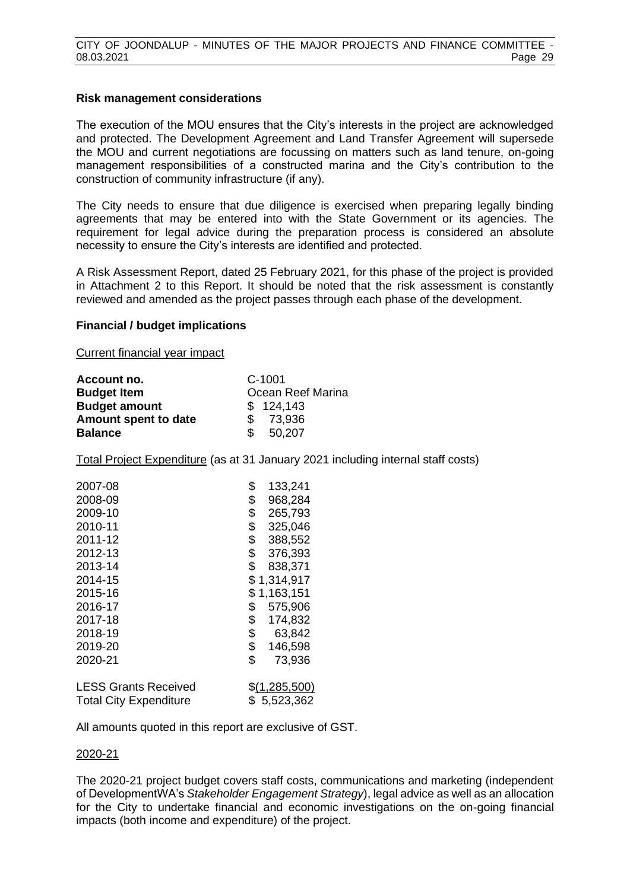**Risk management considerations**

The execution of the MOU ensures that the City's interests in the project are acknowledged and protected. The Development Agreement and Land Transfer Agreement will supersede the MOU and current negotiations are focussing on matters such as land tenure, on-going management responsibilities of a constructed marina and the City's contribution to the construction of community infrastructure (if any).

The City needs to ensure that due diligence is exercised when preparing legally binding agreements that may be entered into with the State Government or its agencies. The requirement for legal advice during the preparation process is considered an absolute necessity to ensure the City's interests are identified and protected.

A Risk Assessment Report, dated 25 February 2021, for this phase of the project is provided in Attachment 2 to this Report. It should be noted that the risk assessment is constantly reviewed and amended as the project passes through each phase of the development.

**Financial / budget implications**

Current financial year impact

| | |
|---|---|
| **Account no.** | C-1001 |
| **Budget Item** | Ocean Reef Marina |
| **Budget amount** | $ 124,143 |
| **Amount spent to date** | $ 73,936 |
| **Balance** | $ 50,207 |

Total Project Expenditure (as at 31 January 2021 including internal staff costs)

| | |
|---|---|
| 2007-08 | $ 133,241 |
| 2008-09 | $ 968,284 |
| 2009-10 | $ 265,793 |
| 2010-11 | $ 325,046 |
| 2011-12 | $ 388,552 |
| 2012-13 | $ 376,393 |
| 2013-14 | $ 838,371 |
| 2014-15 | $ 1,314,917 |
| 2015-16 | $ 1,163,151 |
| 2016-17 | $ 575,906 |
| 2017-18 | $ 174,832 |
| 2018-19 | $ 63,842 |
| 2019-20 | $ 146,598 |
| 2020-21 | $ 73,936 |
| LESS Grants Received | $(1,285,500) |
| Total City Expenditure | $ 5,523,362 |

All amounts quoted in this report are exclusive of GST.

2020-21

The 2020-21 project budget covers staff costs, communications and marketing (independent of DevelopmentWA's *Stakeholder Engagement Strategy*), legal advice as well as an allocation for the City to undertake financial and economic investigations on the on-going financial impacts (both income and expenditure) of the project.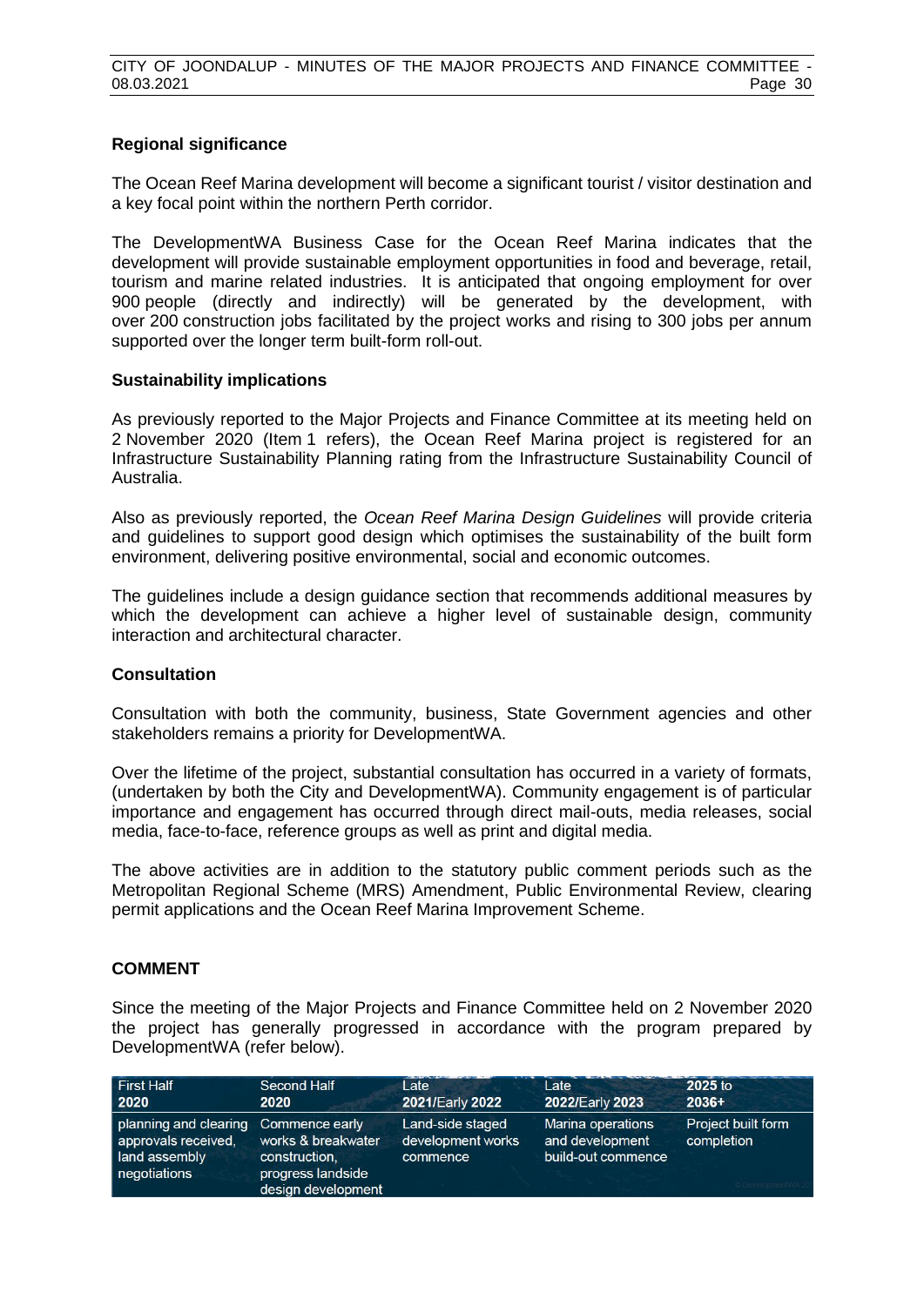**Regional significance**

The Ocean Reef Marina development will become a significant tourist / visitor destination and a key focal point within the northern Perth corridor.

The DevelopmentWA Business Case for the Ocean Reef Marina indicates that the development will provide sustainable employment opportunities in food and beverage, retail, tourism and marine related industries. It is anticipated that ongoing employment for over 900 people (directly and indirectly) will be generated by the development, with over 200 construction jobs facilitated by the project works and rising to 300 jobs per annum supported over the longer term built-form roll-out.

**Sustainability implications**

As previously reported to the Major Projects and Finance Committee at its meeting held on 2 November 2020 (Item 1 refers), the Ocean Reef Marina project is registered for an Infrastructure Sustainability Planning rating from the Infrastructure Sustainability Council of Australia.

Also as previously reported, the *Ocean Reef Marina Design Guidelines* will provide criteria and guidelines to support good design which optimises the sustainability of the built form environment, delivering positive environmental, social and economic outcomes.

The guidelines include a design guidance section that recommends additional measures by which the development can achieve a higher level of sustainable design, community interaction and architectural character.

**Consultation**

Consultation with both the community, business, State Government agencies and other stakeholders remains a priority for DevelopmentWA.

Over the lifetime of the project, substantial consultation has occurred in a variety of formats, (undertaken by both the City and DevelopmentWA). Community engagement is of particular importance and engagement has occurred through direct mail-outs, media releases, social media, face-to-face, reference groups as well as print and digital media.

The above activities are in addition to the statutory public comment periods such as the Metropolitan Regional Scheme (MRS) Amendment, Public Environmental Review, clearing permit applications and the Ocean Reef Marina Improvement Scheme.

## COMMENT

Since the meeting of the Major Projects and Finance Committee held on 2 November 2020 the project has generally progressed in accordance with the program prepared by DevelopmentWA (refer below).

| First Half 2020 | Second Half 2020 | Late 2021/Early 2022 | Late 2022/Early 2023 | 2025 to 2036+ |
|---|---|---|---|---|
| planning and clearing approvals received, land assembly negotiations | Commence early works & breakwater construction, progress landside design development | Land-side staged development works commence | Marina operations and development build-out commence | Project built form completion |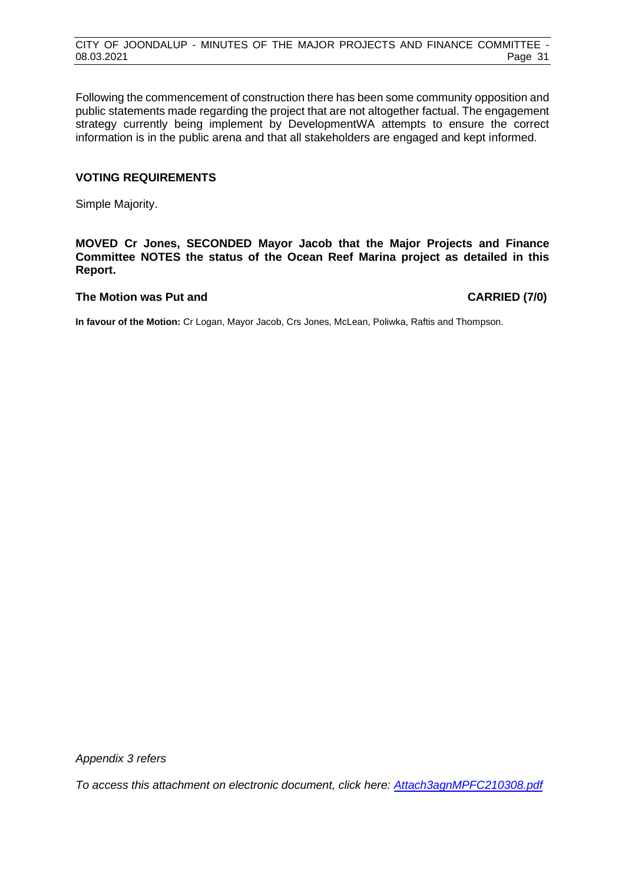Following the commencement of construction there has been some community opposition and public statements made regarding the project that are not altogether factual. The engagement strategy currently being implement by DevelopmentWA attempts to ensure the correct information is in the public arena and that all stakeholders are engaged and kept informed.

**VOTING REQUIREMENTS**

Simple Majority.

**MOVED Cr Jones, SECONDED Mayor Jacob that the Major Projects and Finance Committee NOTES the status of the Ocean Reef Marina project as detailed in this Report.**

**The Motion was Put and CARRIED (7/0)**

**In favour of the Motion:** Cr Logan, Mayor Jacob, Crs Jones, McLean, Poliwka, Raftis and Thompson.

*Appendix 3 refers*

*To access this attachment on electronic document, click here: Attach3agnMPFC210308.pdf*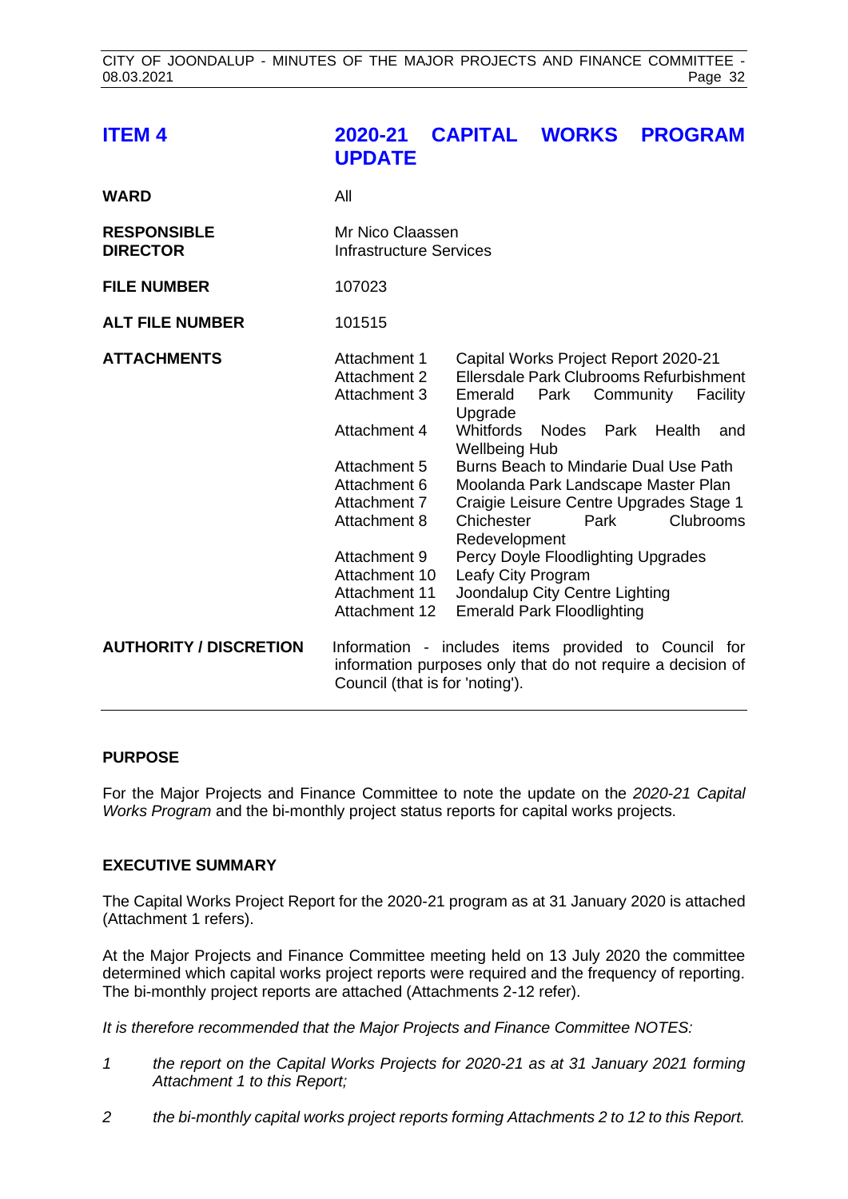# ITEM 4 2020-21 CAPITAL WORKS PROGRAM UPDATE

| | |
|---|---|
| **WARD** | All |
| **RESPONSIBLE DIRECTOR** | Mr Nico Claassen<br>Infrastructure Services |
| **FILE NUMBER** | 107023 |
| **ALT FILE NUMBER** | 101515 |
| **ATTACHMENTS** | Attachment 1 Capital Works Project Report 2020-21<br>Attachment 2 Ellersdale Park Clubrooms Refurbishment<br>Attachment 3 Emerald Park Community Facility Upgrade<br>Attachment 4 Whitfords Nodes Park Health and Wellbeing Hub<br>Attachment 5 Burns Beach to Mindarie Dual Use Path<br>Attachment 6 Moolanda Park Landscape Master Plan<br>Attachment 7 Craigie Leisure Centre Upgrades Stage 1<br>Attachment 8 Chichester Park Clubrooms Redevelopment<br>Attachment 9 Percy Doyle Floodlighting Upgrades<br>Attachment 10 Leafy City Program<br>Attachment 11 Joondalup City Centre Lighting<br>Attachment 12 Emerald Park Floodlighting |
| **AUTHORITY / DISCRETION** | Information - includes items provided to Council for information purposes only that do not require a decision of Council (that is for 'noting'). |

## PURPOSE

For the Major Projects and Finance Committee to note the update on the *2020-21 Capital Works Program* and the bi-monthly project status reports for capital works projects.

## EXECUTIVE SUMMARY

The Capital Works Project Report for the 2020-21 program as at 31 January 2020 is attached (Attachment 1 refers).

At the Major Projects and Finance Committee meeting held on 13 July 2020 the committee determined which capital works project reports were required and the frequency of reporting. The bi-monthly project reports are attached (Attachments 2-12 refer).

*It is therefore recommended that the Major Projects and Finance Committee NOTES:*

1. *the report on the Capital Works Projects for 2020-21 as at 31 January 2021 forming Attachment 1 to this Report;*
2. *the bi-monthly capital works project reports forming Attachments 2 to 12 to this Report.*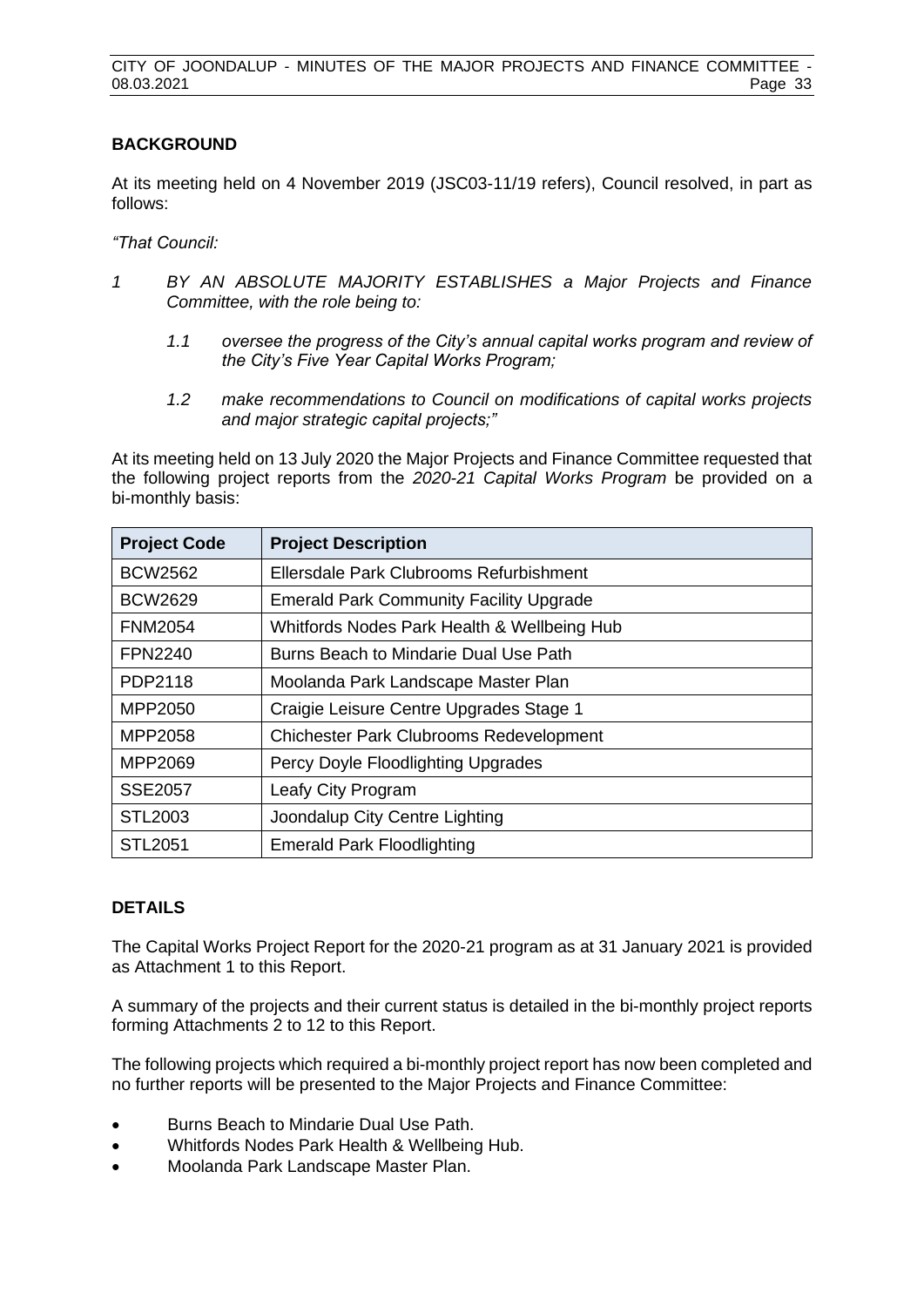## BACKGROUND

At its meeting held on 4 November 2019 (JSC03-11/19 refers), Council resolved, in part as follows:

*"That Council:*

*1 BY AN ABSOLUTE MAJORITY ESTABLISHES a Major Projects and Finance Committee, with the role being to:*

*1.1 oversee the progress of the City's annual capital works program and review of the City's Five Year Capital Works Program;*

*1.2 make recommendations to Council on modifications of capital works projects and major strategic capital projects;"*

At its meeting held on 13 July 2020 the Major Projects and Finance Committee requested that the following project reports from the *2020-21 Capital Works Program* be provided on a bi-monthly basis:

| Project Code | Project Description |
|---|---|
| BCW2562 | Ellersdale Park Clubrooms Refurbishment |
| BCW2629 | Emerald Park Community Facility Upgrade |
| FNM2054 | Whitfords Nodes Park Health & Wellbeing Hub |
| FPN2240 | Burns Beach to Mindarie Dual Use Path |
| PDP2118 | Moolanda Park Landscape Master Plan |
| MPP2050 | Craigie Leisure Centre Upgrades Stage 1 |
| MPP2058 | Chichester Park Clubrooms Redevelopment |
| MPP2069 | Percy Doyle Floodlighting Upgrades |
| SSE2057 | Leafy City Program |
| STL2003 | Joondalup City Centre Lighting |
| STL2051 | Emerald Park Floodlighting |

## DETAILS

The Capital Works Project Report for the 2020-21 program as at 31 January 2021 is provided as Attachment 1 to this Report.

A summary of the projects and their current status is detailed in the bi-monthly project reports forming Attachments 2 to 12 to this Report.

The following projects which required a bi-monthly project report has now been completed and no further reports will be presented to the Major Projects and Finance Committee:

- Burns Beach to Mindarie Dual Use Path.
- Whitfords Nodes Park Health & Wellbeing Hub.
- Moolanda Park Landscape Master Plan.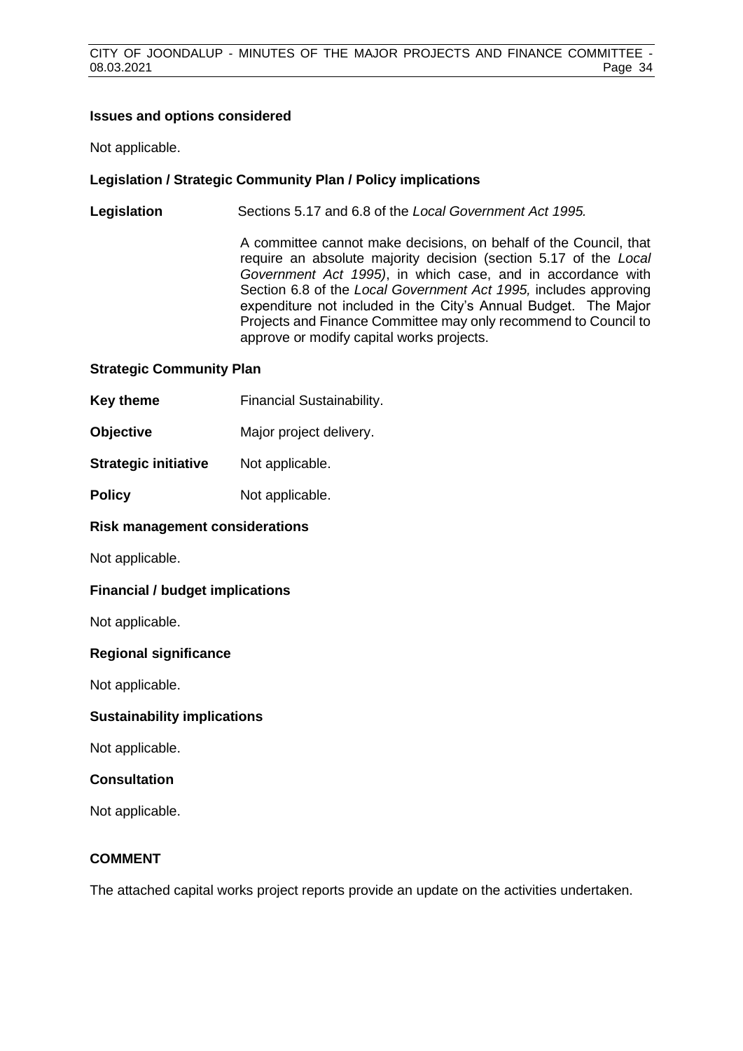**Issues and options considered**

Not applicable.

**Legislation / Strategic Community Plan / Policy implications**

**Legislation** Sections 5.17 and 6.8 of the *Local Government Act 1995.*

A committee cannot make decisions, on behalf of the Council, that require an absolute majority decision (section 5.17 of the *Local Government Act 1995)*, in which case, and in accordance with Section 6.8 of the *Local Government Act 1995,* includes approving expenditure not included in the City's Annual Budget. The Major Projects and Finance Committee may only recommend to Council to approve or modify capital works projects.

**Strategic Community Plan**

**Key theme** Financial Sustainability.

**Objective** Major project delivery.

**Strategic initiative** Not applicable.

**Policy** Not applicable.

**Risk management considerations**

Not applicable.

**Financial / budget implications**

Not applicable.

**Regional significance**

Not applicable.

**Sustainability implications**

Not applicable.

**Consultation**

Not applicable.

**COMMENT**

The attached capital works project reports provide an update on the activities undertaken.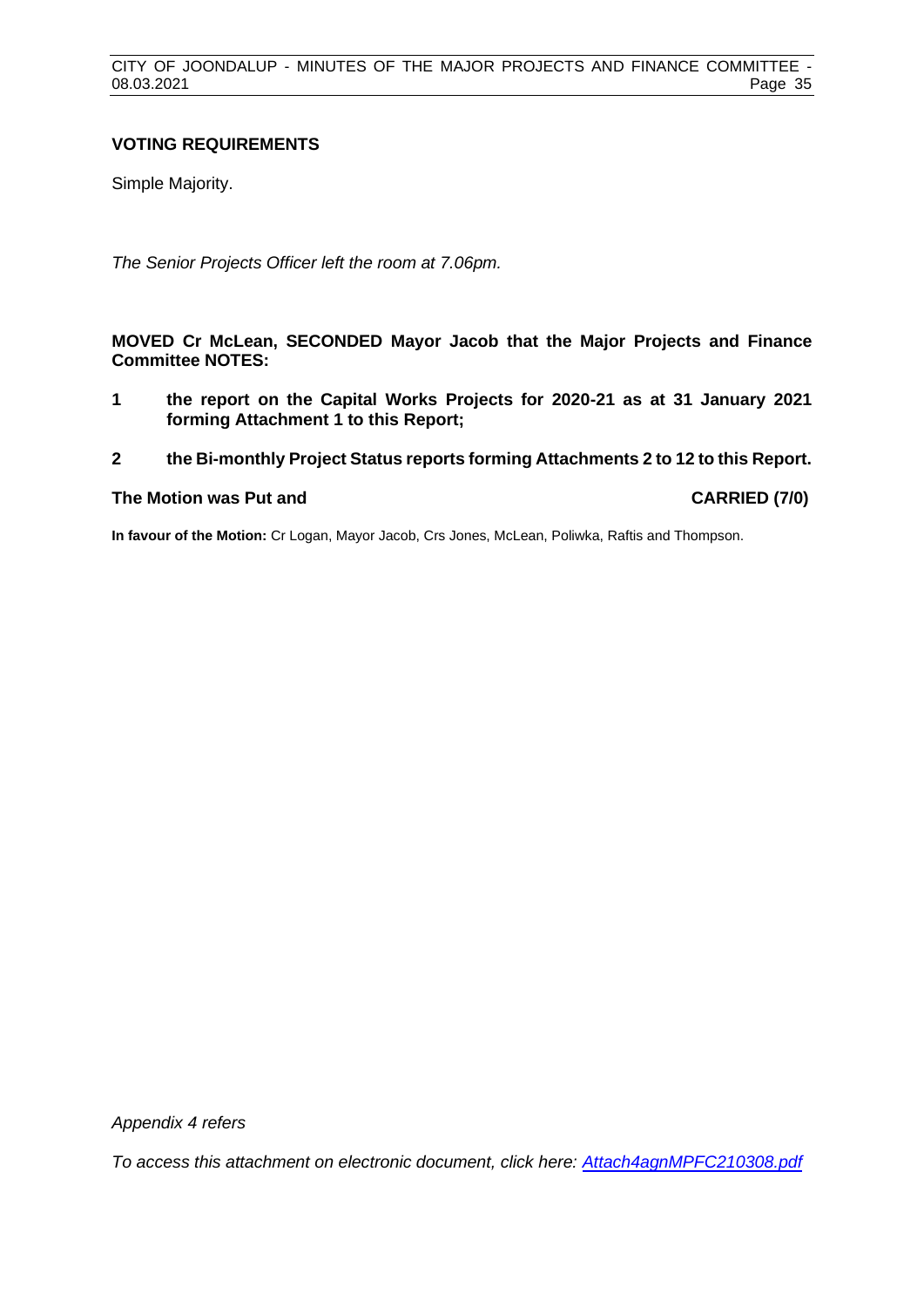## VOTING REQUIREMENTS

Simple Majority.

*The Senior Projects Officer left the room at 7.06pm.*

**MOVED Cr McLean, SECONDED Mayor Jacob that the Major Projects and Finance Committee NOTES:**

**1 the report on the Capital Works Projects for 2020-21 as at 31 January 2021 forming Attachment 1 to this Report;**

**2 the Bi-monthly Project Status reports forming Attachments 2 to 12 to this Report.**

**The Motion was Put and CARRIED (7/0)**

**In favour of the Motion:** Cr Logan, Mayor Jacob, Crs Jones, McLean, Poliwka, Raftis and Thompson.

*Appendix 4 refers*

*To access this attachment on electronic document, click here: Attach4agnMPFC210308.pdf*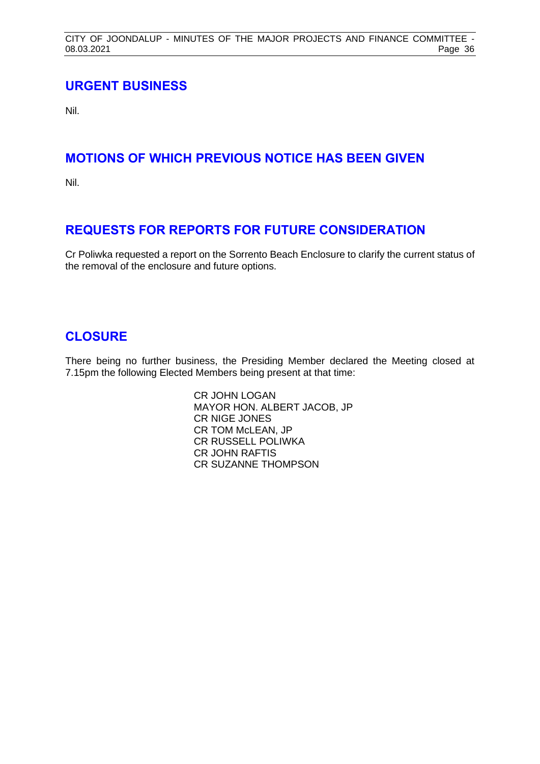## URGENT BUSINESS

Nil.

## MOTIONS OF WHICH PREVIOUS NOTICE HAS BEEN GIVEN

Nil.

## REQUESTS FOR REPORTS FOR FUTURE CONSIDERATION

Cr Poliwka requested a report on the Sorrento Beach Enclosure to clarify the current status of the removal of the enclosure and future options.

## CLOSURE

There being no further business, the Presiding Member declared the Meeting closed at 7.15pm the following Elected Members being present at that time:

CR JOHN LOGAN
MAYOR HON. ALBERT JACOB, JP
CR NIGE JONES
CR TOM McLEAN, JP
CR RUSSELL POLIWKA
CR JOHN RAFTIS
CR SUZANNE THOMPSON